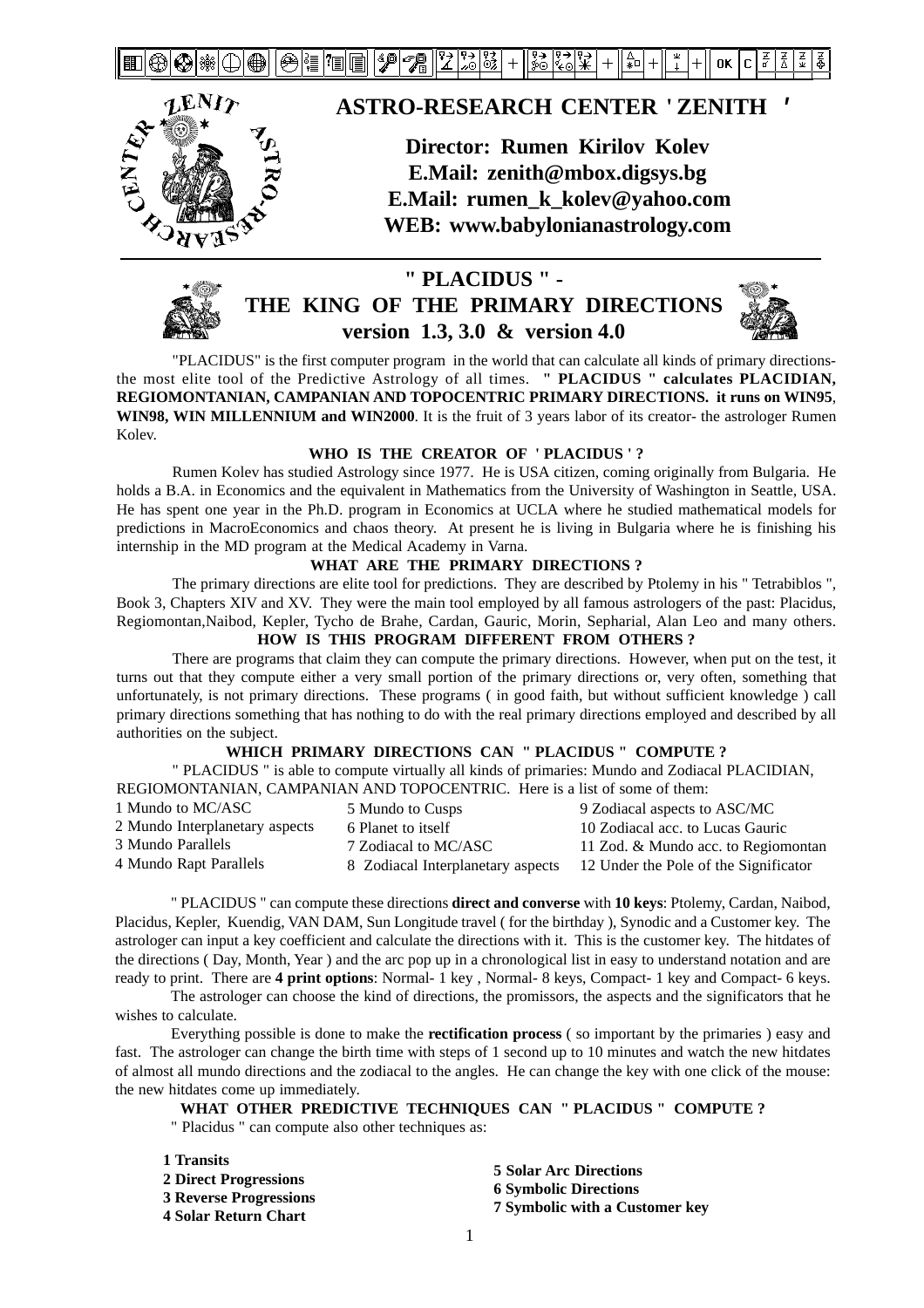# ASTRO-RESEARCH CENTER ' ZENITH '

**Director: Rumen Kirilov Kolev**
**E.Mail: zenith@mbox.digsys.bg**
**E.Mail: rumen_k_kolev@yahoo.com**
**WEB: www.babylonianastrology.com**

## " PLACIDUS " - THE KING OF THE PRIMARY DIRECTIONS version 1.3, 3.0 & version 4.0

"PLACIDUS" is the first computer program in the world that can calculate all kinds of primary directions- the most elite tool of the Predictive Astrology of all times. **" PLACIDUS " calculates PLACIDIAN, REGIOMONTANIAN, CAMPANIAN AND TOPOCENTRIC PRIMARY DIRECTIONS. it runs on WIN95, WIN98, WIN MILLENNIUM and WIN2000**. It is the fruit of 3 years labor of its creator- the astrologer Rumen Kolev.

### WHO IS THE CREATOR OF ' PLACIDUS ' ?

Rumen Kolev has studied Astrology since 1977. He is USA citizen, coming originally from Bulgaria. He holds a B.A. in Economics and the equivalent in Mathematics from the University of Washington in Seattle, USA. He has spent one year in the Ph.D. program in Economics at UCLA where he studied mathematical models for predictions in MacroEconomics and chaos theory. At present he is living in Bulgaria where he is finishing his internship in the MD program at the Medical Academy in Varna.

### WHAT ARE THE PRIMARY DIRECTIONS ?

The primary directions are elite tool for predictions. They are described by Ptolemy in his " Tetrabiblos ", Book 3, Chapters XIV and XV. They were the main tool employed by all famous astrologers of the past: Placidus, Regiomontan,Naibod, Kepler, Tycho de Brahe, Cardan, Gauric, Morin, Sepharial, Alan Leo and many others.

### HOW IS THIS PROGRAM DIFFERENT FROM OTHERS ?

There are programs that claim they can compute the primary directions. However, when put on the test, it turns out that they compute either a very small portion of the primary directions or, very often, something that unfortunately, is not primary directions. These programs ( in good faith, but without sufficient knowledge ) call primary directions something that has nothing to do with the real primary directions employed and described by all authorities on the subject.

### WHICH PRIMARY DIRECTIONS CAN " PLACIDUS " COMPUTE ?

" PLACIDUS " is able to compute virtually all kinds of primaries: Mundo and Zodiacal PLACIDIAN, REGIOMONTANIAN, CAMPANIAN AND TOPOCENTRIC. Here is a list of some of them:

1 Mundo to MC/ASC
2 Mundo Interplanetary aspects
3 Mundo Parallels
4 Mundo Rapt Parallels
5 Mundo to Cusps
6 Planet to itself
7 Zodiacal to MC/ASC
8 Zodiacal Interplanetary aspects
9 Zodiacal aspects to ASC/MC
10 Zodiacal acc. to Lucas Gauric
11 Zod. & Mundo acc. to Regiomontan
12 Under the Pole of the Significator

" PLACIDUS " can compute these directions **direct and converse** with **10 keys**: Ptolemy, Cardan, Naibod, Placidus, Kepler, Kuendig, VAN DAM, Sun Longitude travel ( for the birthday ), Synodic and a Customer key. The astrologer can input a key coefficient and calculate the directions with it. This is the customer key. The hitdates of the directions ( Day, Month, Year ) and the arc pop up in a chronological list in easy to understand notation and are ready to print. There are **4 print options**: Normal- 1 key , Normal- 8 keys, Compact- 1 key and Compact- 6 keys.

The astrologer can choose the kind of directions, the promissors, the aspects and the significators that he wishes to calculate.

Everything possible is done to make the **rectification process** ( so important by the primaries ) easy and fast. The astrologer can change the birth time with steps of 1 second up to 10 minutes and watch the new hitdates of almost all mundo directions and the zodiacal to the angles. He can change the key with one click of the mouse: the new hitdates come up immediately.

### WHAT OTHER PREDICTIVE TECHNIQUES CAN " PLACIDUS " COMPUTE ?

" Placidus " can compute also other techniques as:

**1 Transits**
**2 Direct Progressions**
**3 Reverse Progressions**
**4 Solar Return Chart**
**5 Solar Arc Directions**
**6 Symbolic Directions**
**7 Symbolic with a Customer key**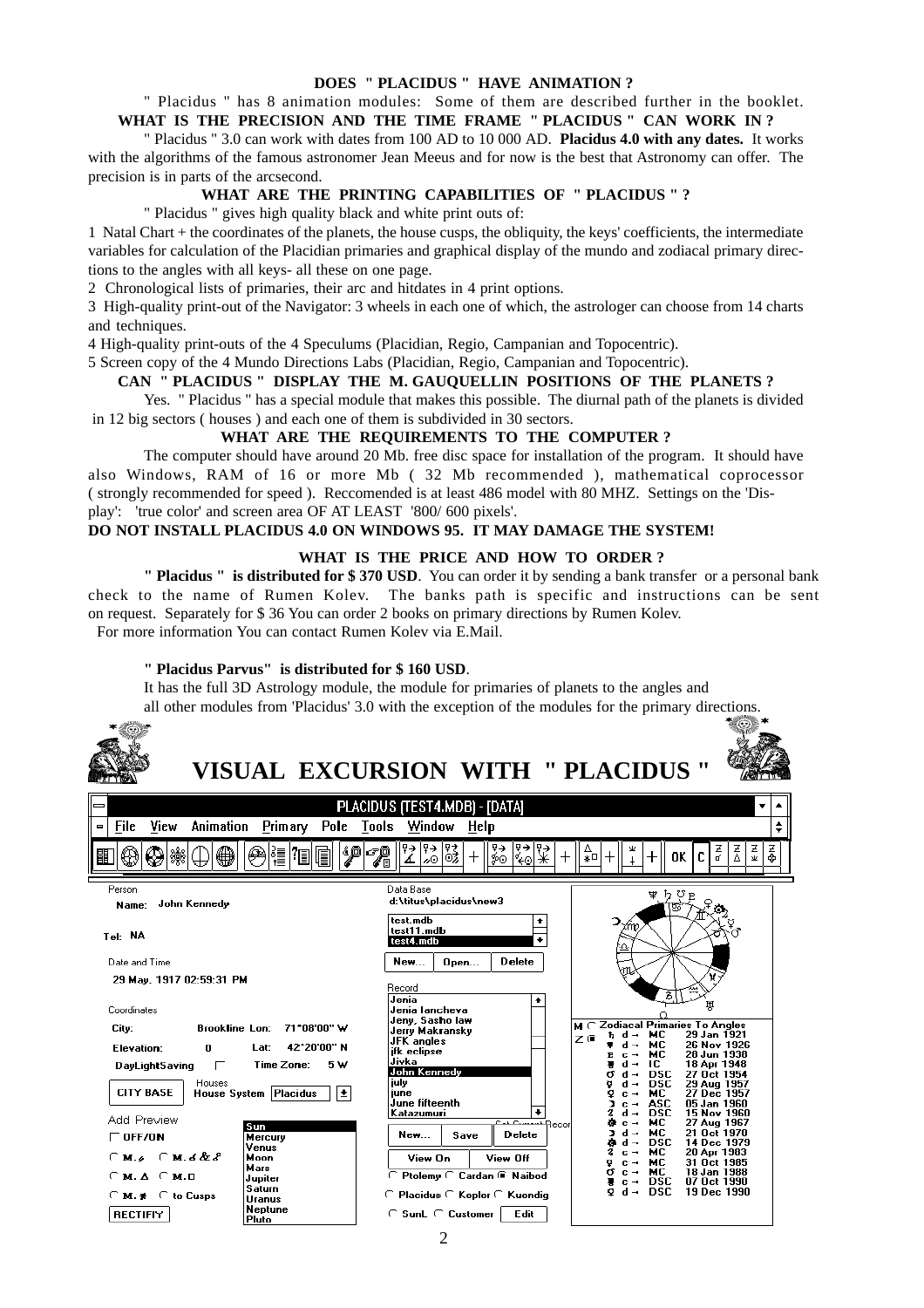**DOES " PLACIDUS " HAVE ANIMATION ?**

" Placidus " has 8 animation modules: Some of them are described further in the booklet.

**WHAT IS THE PRECISION AND THE TIME FRAME " PLACIDUS " CAN WORK IN ?**

" Placidus " 3.0 can work with dates from 100 AD to 10 000 AD. **Placidus 4.0 with any dates.** It works with the algorithms of the famous astronomer Jean Meeus and for now is the best that Astronomy can offer. The precision is in parts of the arcsecond.

**WHAT ARE THE PRINTING CAPABILITIES OF " PLACIDUS " ?**

" Placidus " gives high quality black and white print outs of:

1 Natal Chart + the coordinates of the planets, the house cusps, the obliquity, the keys' coefficients, the intermediate variables for calculation of the Placidian primaries and graphical display of the mundo and zodiacal primary directions to the angles with all keys- all these on one page.

2 Chronological lists of primaries, their arc and hitdates in 4 print options.

3 High-quality print-out of the Navigator: 3 wheels in each one of which, the astrologer can choose from 14 charts and techniques.

4 High-quality print-outs of the 4 Speculums (Placidian, Regio, Campanian and Topocentric).

5 Screen copy of the 4 Mundo Directions Labs (Placidian, Regio, Campanian and Topocentric).

**CAN " PLACIDUS " DISPLAY THE M. GAUQUELLIN POSITIONS OF THE PLANETS ?**

Yes. " Placidus " has a special module that makes this possible. The diurnal path of the planets is divided in 12 big sectors ( houses ) and each one of them is subdivided in 30 sectors.

**WHAT ARE THE REQUIREMENTS TO THE COMPUTER ?**

The computer should have around 20 Mb. free disc space for installation of the program. It should have also Windows, RAM of 16 or more Mb ( 32 Mb recommended ), mathematical coprocessor ( strongly recommended for speed ). Reccomended is at least 486 model with 80 MHZ. Settings on the 'Display': 'true color' and screen area OF AT LEAST '800/ 600 pixels'.

**DO NOT INSTALL PLACIDUS 4.0 ON WINDOWS 95. IT MAY DAMAGE THE SYSTEM!**

**WHAT IS THE PRICE AND HOW TO ORDER ?**

**" Placidus " is distributed for $ 370 USD**. You can order it by sending a bank transfer or a personal bank check to the name of Rumen Kolev. The banks path is specific and instructions can be sent on request. Separately for $ 36 You can order 2 books on primary directions by Rumen Kolev.

For more information You can contact Rumen Kolev via E.Mail.

**" Placidus Parvus" is distributed for $ 160 USD**.

It has the full 3D Astrology module, the module for primaries of planets to the angles and all other modules from 'Placidus' 3.0 with the exception of the modules for the primary directions.

# VISUAL EXCURSION WITH " PLACIDUS "

PLACIDUS (TEST4.MDB) - [DATA]

File View Animation Primary Pole Tools Window Help

Person
Name: John Kennedy

Tel: NA

Date and Time
29 May. 1917 02:59:31 PM

Coordinates
City: Brookline Lon: 71°08'00" W
Elevation: 0 Lat: 42°20'00" N
DayLightSaving Time Zone: 5 W
CITY BASE Houses House System Placidus

Add Preview
OFF/ON

Sun, Mercury, Venus, Moon, Mars, Jupiter, Saturn, Uranus, Neptune, Pluto

RECTIFIY

Data Base
d:\titus\placidus\new3
test.mdb
test11.mdb
test4.mdb
New... Open... Delete

Record
Jenia, Jenia Iancheva, Jeny, Sasho law, Jerry Makransky, JFK angles, jfk eclipse, Jivka, John Kennedy, july, june, June fifteenth, Katazumuri

New... Save Delete
View On View Off
Ptolemy Cardan Naibod
Placidus Kepler Kuendig
SunL Customer Edit

Zodiacal Primaries To Angles

| | | | |
|---|---|---|---|
| ♄ d → | MC | 29 Jan 1921 |
| ♆ d → | MC | 26 Nov 1926 |
| ♇ c → | MC | 28 Jun 1938 |
| ♅ d → | IC | 18 Apr 1948 |
| ♂ d → | DSC | 27 Oct 1954 |
| ☿ d → | DSC | 29 Aug 1957 |
| ♀ c → | MC | 27 Dec 1957 |
| ☽ c → | ASC | 05 Jan 1960 |
| ♃ d → | DSC | 15 Nov 1960 |
| c → | MC | 27 Aug 1967 |
| ☽ d → | MC | 21 Oct 1970 |
| d → | DSC | 14 Dec 1979 |
| ♃ c → | MC | 20 Apr 1983 |
| ☿ c → | MC | 31 Oct 1985 |
| ♂ c → | MC | 18 Jan 1988 |
| ♅ c → | DSC | 07 Oct 1990 |
| ♀ d → | DSC | 19 Dec 1990 |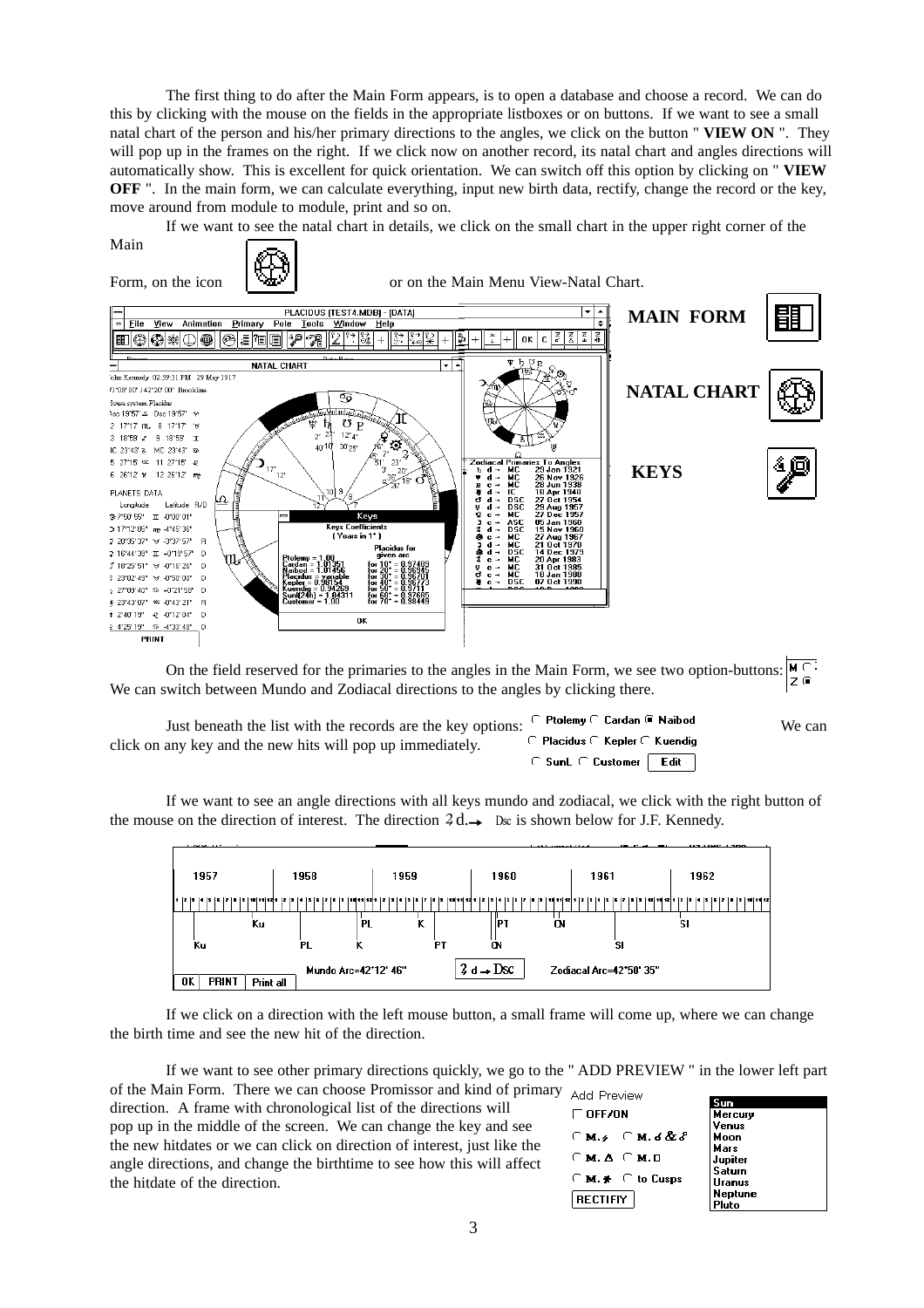The first thing to do after the Main Form appears, is to open a database and choose a record. We can do this by clicking with the mouse on the fields in the appropriate listboxes or on buttons. If we want to see a small natal chart of the person and his/her primary directions to the angles, we click on the button " **VIEW ON** ". They will pop up in the frames on the right. If we click now on another record, its natal chart and angles directions will automatically show. This is excellent for quick orientation. We can switch off this option by clicking on " **VIEW OFF** ". In the main form, we can calculate everything, input new birth data, rectify, change the record or the key, move around from module to module, print and so on.

If we want to see the natal chart in details, we click on the small chart in the upper right corner of the Main Form, on the icon or on the Main Menu View-Natal Chart.

**MAIN FORM**

**NATAL CHART**

**KEYS**

On the field reserved for the primaries to the angles in the Main Form, we see two option-buttons: We can switch between Mundo and Zodiacal directions to the angles by clicking there.

Just beneath the list with the records are the key options: We can click on any key and the new hits will pop up immediately.

If we want to see an angle directions with all keys mundo and zodiacal, we click with the right button of the mouse on the direction of interest. The direction ♃ d.→ Dsc is shown below for J.F. Kennedy.

If we click on a direction with the left mouse button, a small frame will come up, where we can change the birth time and see the new hit of the direction.

If we want to see other primary directions quickly, we go to the " ADD PREVIEW " in the lower left part of the Main Form. There we can choose Promissor and kind of primary direction. A frame with chronological list of the directions will pop up in the middle of the screen. We can change the key and see the new hitdates or we can click on direction of interest, just like the angle directions, and change the birthtime to see how this will affect the hitdate of the direction.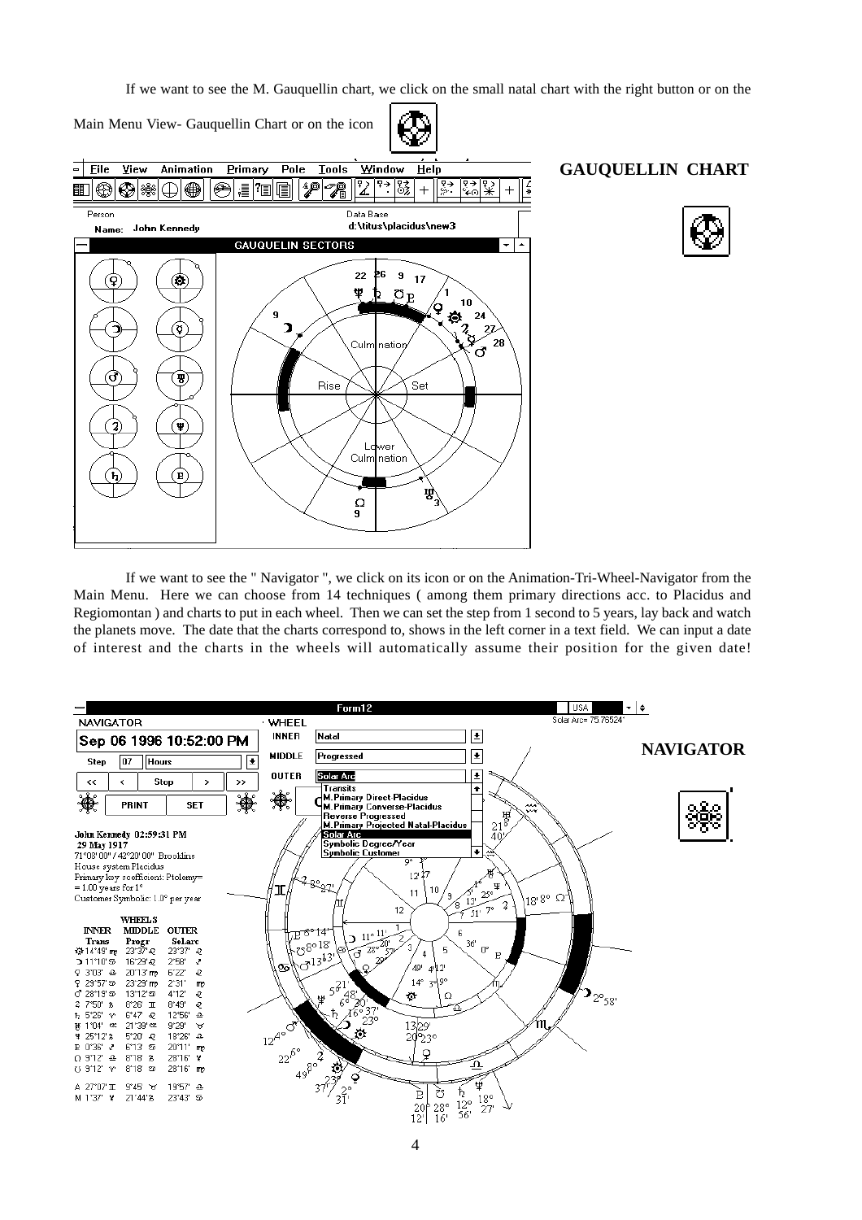If we want to see the M. Gauquellin chart, we click on the small natal chart with the right button or on the Main Menu View- Gauquellin Chart or on the icon

**GAUQUELLIN CHART**

If we want to see the " Navigator ", we click on its icon or on the Animation-Tri-Wheel-Navigator from the Main Menu. Here we can choose from 14 techniques ( among them primary directions acc. to Placidus and Regiomontan ) and charts to put in each wheel. Then we can set the step from 1 second to 5 years, lay back and watch the planets move. The date that the charts correspond to, shows in the left corner in a text field. We can input a date of interest and the charts in the wheels will automatically assume their position for the given date!

**NAVIGATOR**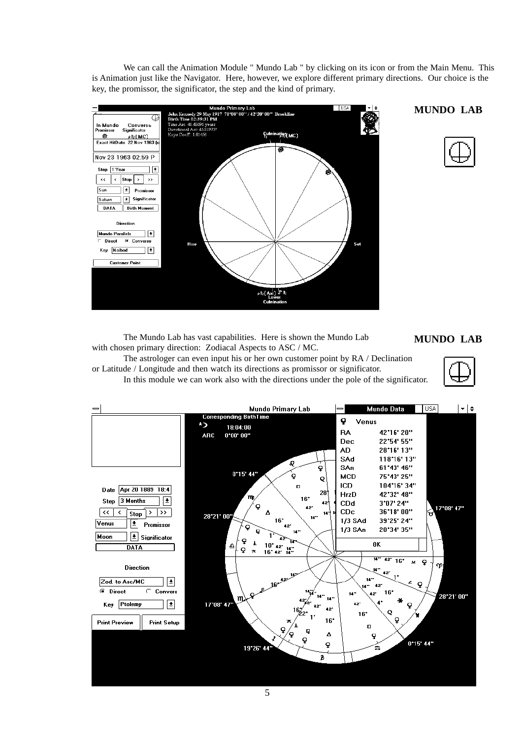We can call the Animation Module " Mundo Lab " by clicking on its icon or from the Main Menu. This is Animation just like the Navigator. Here, however, we explore different primary directions. Our choice is the key, the promissor, the significator, the step and the kind of primary.

**MUNDO LAB**

The Mundo Lab has vast capabilities. Here is shown the Mundo Lab with chosen primary direction: Zodiacal Aspects to ASC / MC.

The astrologer can even input his or her own customer point by RA / Declination or Latitude / Longitude and then watch its directions as promissor or significator.

In this module we can work also with the directions under the pole of the significator.

**MUNDO LAB**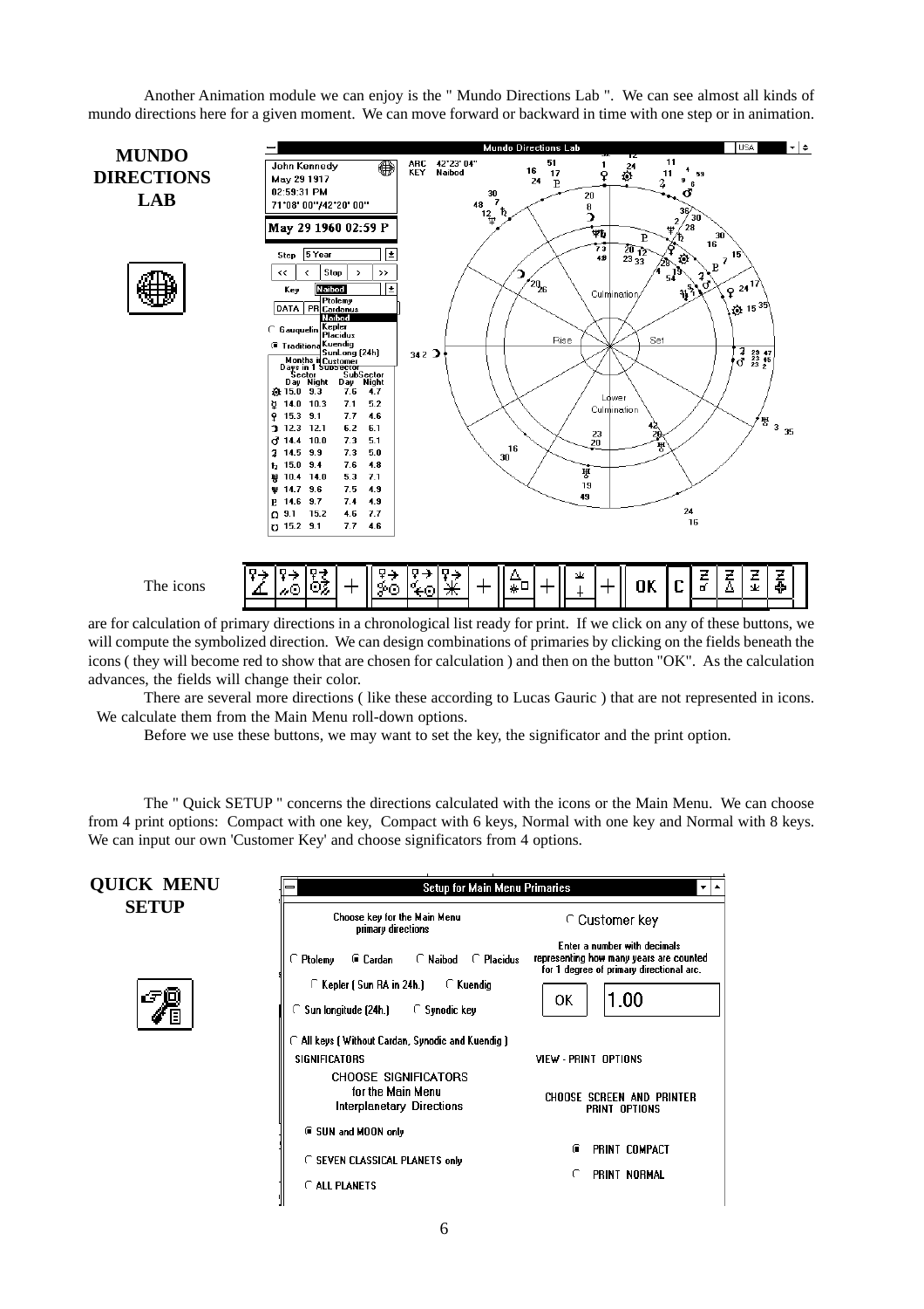Another Animation module we can enjoy is the " Mundo Directions Lab ". We can see almost all kinds of mundo directions here for a given moment. We can move forward or backward in time with one step or in animation.

**MUNDO DIRECTIONS LAB**

The icons

are for calculation of primary directions in a chronological list ready for print. If we click on any of these buttons, we will compute the symbolized direction. We can design combinations of primaries by clicking on the fields beneath the icons ( they will become red to show that are chosen for calculation ) and then on the button "OK". As the calculation advances, the fields will change their color.

There are several more directions ( like these according to Lucas Gauric ) that are not represented in icons. We calculate them from the Main Menu roll-down options.

Before we use these buttons, we may want to set the key, the significator and the print option.

The " Quick SETUP " concerns the directions calculated with the icons or the Main Menu. We can choose from 4 print options: Compact with one key, Compact with 6 keys, Normal with one key and Normal with 8 keys. We can input our own 'Customer Key' and choose significators from 4 options.

**QUICK MENU SETUP**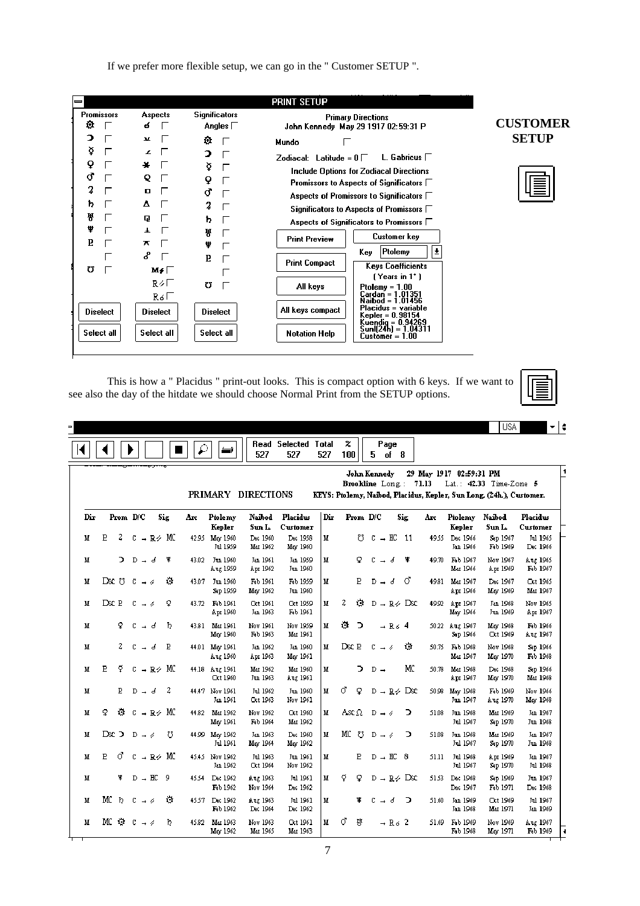If we prefer more flexible setup, we can go in the " Customer SETUP ".

**PRINT SETUP**

| Promissors | Aspects | Significators |
|---|---|---|
| ☉ | ☌ | Angles |
| ☽ | ⚺ | ☉ |
| ☿ | ∠ | ☽ |
| ♀ | ✶ | ☿ |
| ♂ | Q | ♀ |
| ♃ | □ | ♂ |
| ♄ | △ | ♃ |
| ♅ | ⚼ | ♄ |
| ♆ | ⊥ | ♅ |
| P | ⚻ | ♆ |
| | ☍ | P |
| ☋ | M♯ | |
| | R⚹ | ☋ |
| | R☍ | |
| Diselect | Diselect | Diselect |
| Select all | Select all | Select all |

Primary Directions
John Kennedy May 29 1917 02:59:31 P

Mundo

Zodiacal: Latitude = 0 L. Gabricus

Include Options for Zodiacal Directions
- Promissors to Aspects of Significators
- Aspects of Promissors to Significators
- Significators to Aspects of Promissors
- Aspects of Significators to Promissors

Print Preview | Print Compact | All keys | All keys compact | Notation Help

Customer key — Key: Ptolemy

Keys Coefficients (Years in 1°)
- Ptolemy = 1.00
- Cardan = 1.01351
- Naibod = 1.01456
- Placidus = variable
- Kepler = 0.98154
- Kuendig = 0.94269
- Sun(24h) = 1.04311
- Customer = 1.00

**CUSTOMER SETUP**

This is how a " Placidus " print-out looks. This is compact option with 6 keys. If we want to see also the day of the hitdate we should choose Normal Print from the SETUP options.

Read 527 | Selected 527 | Total 527 | % 100 | Page 5 of 8

John Kennedy 29 May 1917 02:59:31 PM
Brookline Long.: 71.13 Lat.: 42.33 Time-Zone 5

PRIMARY DIRECTIONS KEYS: Ptolemy, Naibod, Placidus, Kepler, Sun Long. (24h.), Customer.

| Dir | Prom | D/C | Sig | Arc | Ptolemy / Kepler | Naibod / Sun L. | Placidus / Customer |
|---|---|---|---|---|---|---|---|
| M | P ♃ | C → R⚹ | MC | 42.95 | May 1960 / Jul 1959 | Dec 1960 / Mar 1962 | Dec 1958 / May 1960 |
| M | ☽ | D → ☌ | ♆ | 43.02 | Jun 1960 / Aug 1959 | Jan 1961 / Apr 1962 | Jan 1959 / Jun 1960 |
| M | Dsc ☋ | C → ⚹ | ☉ | 43.07 | Jun 1960 / Sep 1959 | Feb 1961 / May 1962 | Feb 1959 / Jun 1960 |
| M | Dsc P | C → ⚹ | ♀ | 43.72 | Feb 1961 / Apr 1960 | Oct 1961 / Jan 1963 | Oct 1959 / Feb 1961 |
| M | ♀ | C → ☌ | ♄ | 43.81 | Mar 1961 / May 1960 | Nov 1961 / Feb 1963 | Nov 1959 / Mar 1961 |
| M | ♃ | C → ☌ | P | 44.01 | May 1961 / Aug 1960 | Jan 1962 / Apr 1963 | Jan 1960 / May 1961 |
| M | P ♀ | C → R⚹ | MC | 44.18 | Aug 1961 / Oct 1960 | Mar 1962 / Jun 1963 | Mar 1960 / Aug 1961 |
| M | P | D → ☌ | ♃ | 44.47 | Nov 1961 / Jan 1961 | Jul 1962 / Oct 1963 | Jun 1960 / Nov 1961 |
| M | ♀ ☉ | C → R⚹ | MC | 44.82 | Mar 1962 / May 1961 | Nov 1962 / Feb 1964 | Oct 1960 / Mar 1962 |
| M | Dsc ☽ | D → ⚹ | ☋ | 44.99 | May 1962 / Jul 1961 | Jan 1963 / May 1964 | Dec 1960 / May 1962 |
| M | P ♂ | C → R⚹ | MC | 45.45 | Nov 1962 / Jan 1962 | Jul 1963 / Oct 1964 | Jun 1961 / Nov 1962 |
| M | ♅ | D → HC | 9 | 45.54 | Dec 1962 / Feb 1962 | Aug 1963 / Nov 1964 | Jul 1961 / Dec 1962 |
| M | MC ♄ | C → ⚹ | ☉ | 45.57 | Dec 1962 / Feb 1962 | Aug 1963 / Dec 1964 | Jul 1961 / Dec 1962 |
| M | MC ☉ | C → ⚹ | ♄ | 45.82 | Mar 1963 / May 1962 | Nov 1963 / Mar 1965 | Oct 1961 / Mar 1963 |
| M | ☋ | C → HC | 11 | 49.55 | Dec 1966 / Jan 1966 | Sep 1967 / Feb 1969 | Jul 1965 / Dec 1966 |
| M | ♀ | C → ☌ | ♆ | 49.70 | Feb 1967 / Mar 1966 | Nov 1967 / Apr 1969 | Aug 1965 / Feb 1967 |
| M | P | D → ☌ | ♂ | 49.81 | Mar 1967 / Apr 1966 | Dec 1967 / May 1969 | Oct 1965 / Mar 1967 |
| M | ♃ ☉ | D → R⚹ | Dsc | 49.92 | Apr 1967 / May 1966 | Jan 1968 / Jun 1969 | Nov 1965 / Apr 1967 |
| M | ☉ ☽ | → R☍ | 4 | 50.22 | Aug 1967 / Sep 1966 | May 1968 / Oct 1969 | Feb 1966 / Aug 1967 |
| M | Dsc P | C → ⚹ | ☉ | 50.75 | Feb 1968 / Mar 1967 | Nov 1968 / May 1970 | Sep 1966 / Feb 1968 |
| M | ☽ | D → | MC | 50.78 | Mar 1968 / Apr 1967 | Dec 1968 / May 1970 | Sep 1966 / Mar 1968 |
| M | ♂ ♀ | D → R⚹ | Dsc | 50.98 | May 1968 / Jun 1967 | Feb 1969 / Aug 1970 | Nov 1966 / May 1968 |
| M | Asc ☊ | D → ⚹ | ☽ | 51.08 | Jun 1968 / Jul 1967 | Mar 1969 / Sep 1970 | Jan 1967 / Jun 1968 |
| M | MC ☋ | D → ⚹ | ☽ | 51.08 | Jun 1968 / Jul 1967 | Mar 1969 / Sep 1970 | Jan 1967 / Jun 1968 |
| M | P | D → HC | 8 | 51.11 | Jul 1968 / Jul 1967 | Apr 1969 / Sep 1970 | Jan 1967 / Jul 1968 |
| M | ♀ ♀ | D → R⚹ | Dsc | 51.53 | Dec 1968 / Dec 1967 | Sep 1969 / Feb 1971 | Jun 1967 / Dec 1968 |
| M | ♅ | C → ☌ | ☽ | 51.60 | Jan 1969 / Jan 1968 | Oct 1969 / Mar 1971 | Jul 1967 / Jan 1969 |
| M | ♂ ♅ | → R☍ | 2 | 51.69 | Feb 1969 / Feb 1968 | Nov 1969 / May 1971 | Aug 1967 / Feb 1969 |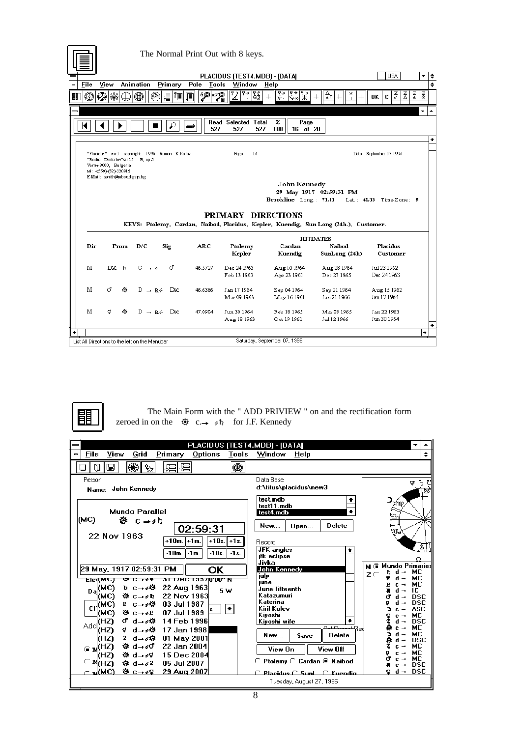The Normal Print Out with 8 keys.

PLACIDUS (TEST4.MDB) - [DATA]

File View Animation Primary Pole Tools Window Help

| Read | Selected | Total | % | Page |
|---|---|---|---|---|
| 527 | 527 | 527 | 100 | 16 of 20 |

"Placidus" ver.1 copyright 1995 Rumen K.Kolev
"Radko Dimitriev"str.13 B, ap.3
Varna 9000, Bulgaria
tel: +(359)-(52)-220015
EMail: zenith@mbox.digsys.bg

Page 16

Date September 07 1996

**John Kennedy**
**29 May 1917 02:59:31 PM**
**Brookline** Long.: **71.13** Lat.: **42.33** Time-Zone: **5**

## PRIMARY DIRECTIONS

**KEYS: Ptolemy, Cardan, Naibod, Placidus, Kepler, Kuendig, Sun Long (24h.), Customer.**

| Dir | Prom | D/C | Sig | ARC | Ptolemy / Kepler | Cardan / Kuendig | Naibod / SunLong (24h) | Placidus / Customer |
|---|---|---|---|---|---|---|---|---|
| M | Dsc ♄ | C → ⫽ | ♂ | 46.5727 | Dec 24 1963 / Feb 13 1963 | Aug 10 1964 / Apr 23 1961 | Aug 28 1964 / Dec 27 1965 | Jul 23 1962 / Dec 24 1963 |
| M | ♂ ☼ | D → R⫽ | Dsc | 46.6386 | Jan 17 1964 / Mar 09 1963 | Sep 04 1964 / May 16 1961 | Sep 21 1964 / Jan 21 1966 | Aug 15 1962 / Jan 17 1964 |
| M | ♀ ☼ | D → R⫽ | Dsc | 47.0904 | Jun 30 1964 / Aug 18 1963 | Feb 18 1965 / Oct 19 1961 | Mar 08 1965 / Jul 12 1966 | Jan 22 1963 / Jun 30 1964 |

List All Directions to the left on the Menubar — Saturday, September 07, 1996

The Main Form with the " ADD PRIVIEW " on and the rectification form zeroed in on the ☼ c.→ ⫽♄ for J.F. Kennedy

PLACIDUS (TEST4.MDB) - [DATA]

File View Grid Primary Options Tools Window Help

Person
Name: John Kennedy

Mundo Parallel
(MC) ☼ c → ⫽ ♄
22 Nov 1963
02:59:31
+10m. +1m. +10s. +1s.
-10m. -1m. -10s. -1s.
29 May, 1917 02:59:31 PM OK

| | | | |
|---|---|---|---|
| (MC) | ☼ c→⫽♃ | 31 Dec 1957 | |
| (MC) | ♄ c→⫽☼ | 22 Aug 1963 | |
| (MC) | ☼ c→⫽♄ | 22 Nov 1963 | |
| (MC) | ♇ c→⫽☼ | 03 Jul 1987 | |
| (MC) | ☼ c→⫽♇ | 07 Jul 1989 | |
| (HZ) | ♂ d→⫽☼ | 14 Feb 1996 | |
| (HZ) | ♀ d→⫽☼ | 17 Jan 1998 | |
| (HZ) | ♃ d→⫽☼ | 01 May 2001 | |
| (HZ) | ☼ d→⫽♂ | 22 Jan 2004 | |
| (HZ) | ☼ d→⫽♀ | 15 Dec 2004 | |
| (HZ) | ☼ d→⫽♃ | 05 Jul 2007 | |
| (MC) | ☼ c→⫽♀ | 29 Aug 2007 | |

Data Base
d:\titus\placidus\new3

test.mdb
test11.mdb
test4.mdb

New... Open... Delete

Record
JFK angles
jfk eclipse
Jivka
John Kennedy
july
june
June fifteenth
Katazumuri
Katerina
Kiril Kolev
Kiyoshi
Kiyoshi wife

New... Save Delete
View On View Off
○ Ptolemy ○ Cardan ● Naibod
○ Placidus ○ Sunl. ○ Kuendig

Mundo Primaries
♄ d → MC
♅ d → MC
♇ c → MC
♆ d → IC
♂ d → DSC
☿ d → DSC
☽ c → ASC
♀ c → MC
♃ d → DSC
☼ c → MC
☽ d → MC
☼ d → DSC
♃ c → MC
☿ c → MC
♂ c → MC
♆ c → DSC
♀ d → DSC

Tuesday, August 27, 1996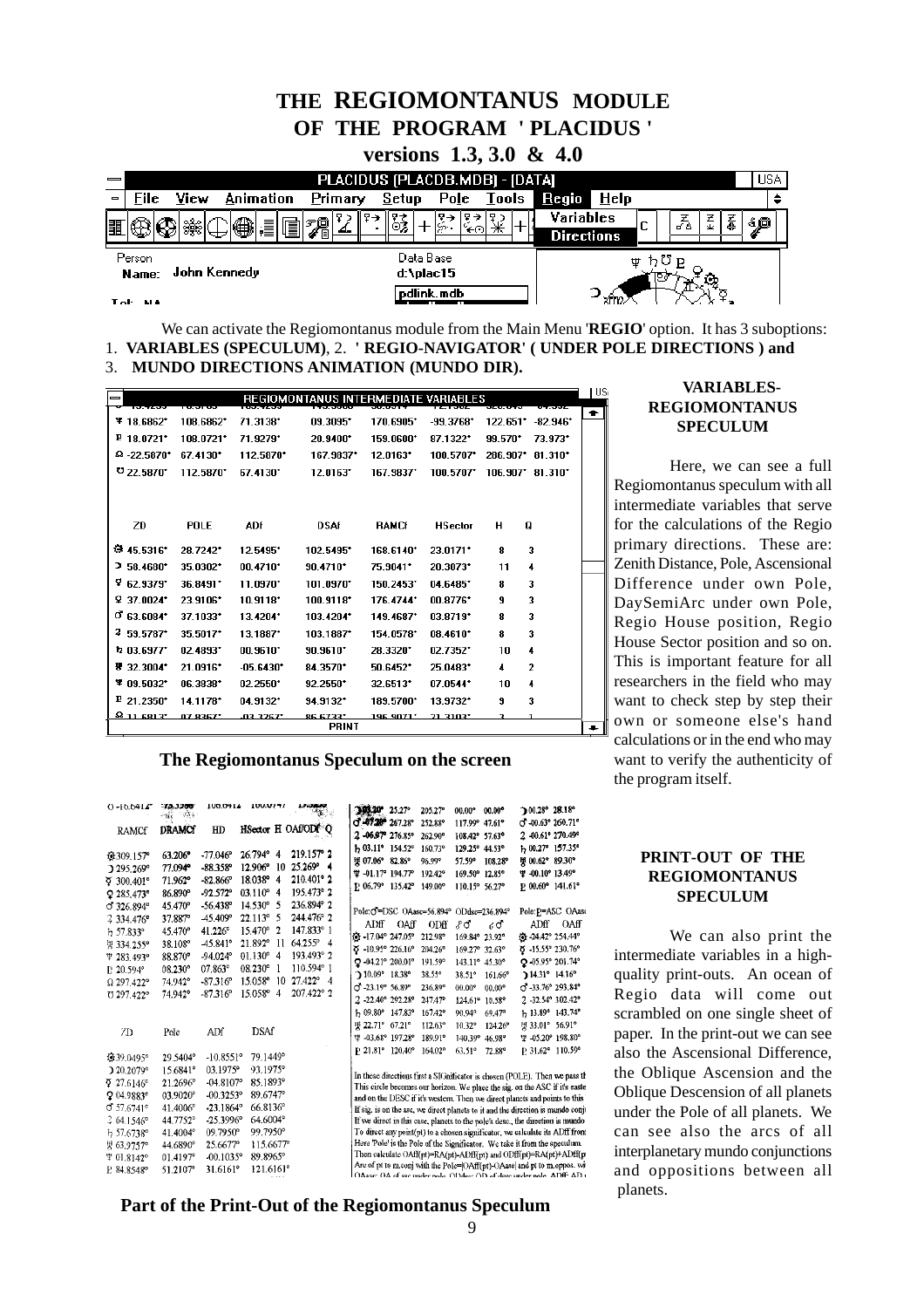# THE REGIOMONTANUS MODULE OF THE PROGRAM 'PLACIDUS'

## versions 1.3, 3.0 & 4.0

We can activate the Regiomontanus module from the Main Menu '**REGIO**' option. It has 3 suboptions:

1. **VARIABLES (SPECULUM)**, 2. **' REGIO-NAVIGATOR' ( UNDER POLE DIRECTIONS ) and**
3. **MUNDO DIRECTIONS ANIMATION (MUNDO DIR).**

**The Regiomontanus Speculum on the screen**

### VARIABLES-REGIOMONTANUS SPECULUM

Here, we can see a full Regiomontanus speculum with all intermediate variables that serve for the calculations of the Regio primary directions. These are: Zenith Distance, Pole, Ascensional Difference under own Pole, DaySemiArc under own Pole, Regio House position, Regio House Sector position and so on. This is important feature for all researchers in the field who may want to check step by step their own or someone else's hand calculations or in the end who may want to verify the authenticity of the program itself.

### PRINT-OUT OF THE REGIOMONTANUS SPECULUM

We can also print the intermediate variables in a high-quality print-outs. An ocean of Regio data will come out scrambled on one single sheet of paper. In the print-out we can see also the Ascensional Difference, the Oblique Ascension and the Oblique Descension of all planets under the Pole of all planets. We can see also the arcs of all interplanetary mundo conjunctions and oppositions between all planets.

**Part of the Print-Out of the Regiomontanus Speculum**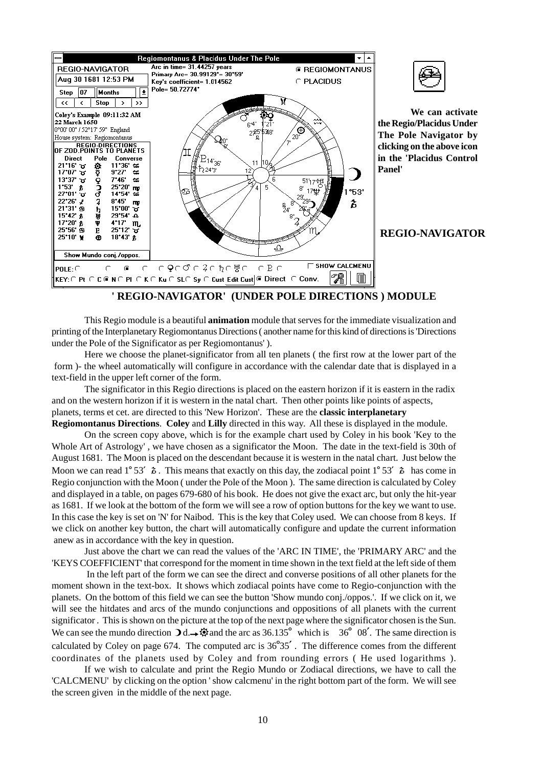**We can activate the Regio/Placidus Under The Pole Navigator by clicking on the above icon in the 'Placidus Control Panel'**

**REGIO-NAVIGATOR**

**' REGIO-NAVIGATOR' (UNDER POLE DIRECTIONS ) MODULE**

This Regio module is a beautiful **animation** module that serves for the immediate visualization and printing of the Interplanetary Regiomontanus Directions ( another name for this kind of directions is 'Directions under the Pole of the Significator as per Regiomontanus' ).

Here we choose the planet-significator from all ten planets ( the first row at the lower part of the form )- the wheel automatically will configure in accordance with the calendar date that is displayed in a text-field in the upper left corner of the form.

The significator in this Regio directions is placed on the eastern horizon if it is eastern in the radix and on the western horizon if it is western in the natal chart. Then other points like points of aspects, planets, terms et cet. are directed to this 'New Horizon'. These are the **classic interplanetary Regiomontanus Directions**. **Coley** and **Lilly** directed in this way. All these is displayed in the module.

On the screen copy above, which is for the example chart used by Coley in his book 'Key to the Whole Art of Astrology' , we have chosen as a significator the Moon. The date in the text-field is 30th of August 1681. The Moon is placed on the descendant because it is western in the natal chart. Just below the Moon we can read 1° 53′ ♑ . This means that exactly on this day, the zodiacal point 1° 53′ ♑ has come in Regio conjunction with the Moon ( under the Pole of the Moon ). The same direction is calculated by Coley and displayed in a table, on pages 679-680 of his book. He does not give the exact arc, but only the hit-year as 1681. If we look at the bottom of the form we will see a row of option buttons for the key we want to use. In this case the key is set on 'N' for Naibod. This is the key that Coley used. We can choose from 8 keys. If we click on another key button, the chart will automatically configure and update the current information anew as in accordance with the key in question.

Just above the chart we can read the values of the 'ARC IN TIME', the 'PRIMARY ARC' and the 'KEYS COEFFICIENT' that correspond for the moment in time shown in the text field at the left side of them

In the left part of the form we can see the direct and converse positions of all other planets for the moment shown in the text-box. It shows which zodiacal points have come to Regio-conjunction with the planets. On the bottom of this field we can see the button 'Show mundo conj./oppos.'. If we click on it, we will see the hitdates and arcs of the mundo conjunctions and oppositions of all planets with the current significator . This is shown on the picture at the top of the next page where the significator chosen is the Sun. We can see the mundo direction ☽ d.→☉ and the arc as 36.135° which is 36° 08′. The same direction is calculated by Coley on page 674. The computed arc is 36°35′ . The difference comes from the different coordinates of the planets used by Coley and from rounding errors ( He used logarithms ).

If we wish to calculate and print the Regio Mundo or Zodiacal directions, we have to call the 'CALCMENU' by clicking on the option ' show calcmenu' in the right bottom part of the form. We will see the screen given in the middle of the next page.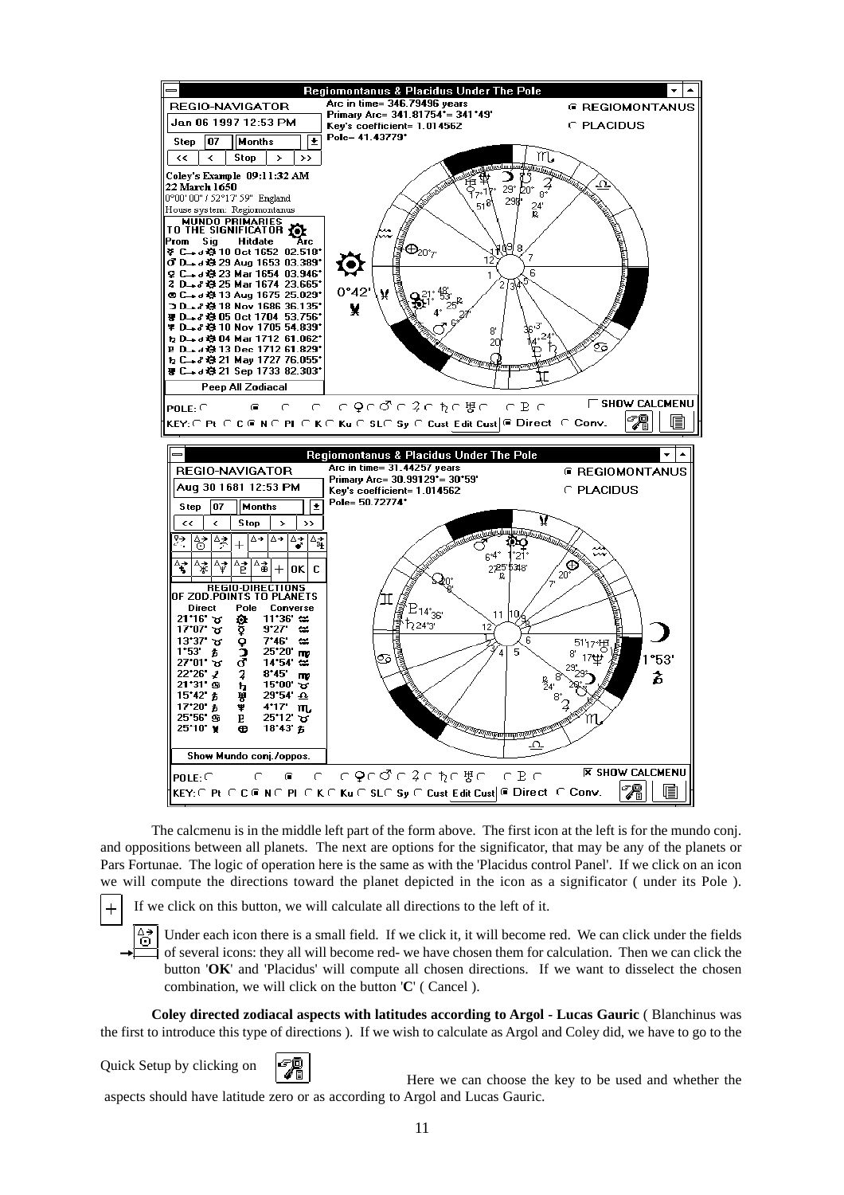The calcmenu is in the middle left part of the form above. The first icon at the left is for the mundo conj. and oppositions between all planets. The next are options for the significator, that may be any of the planets or Pars Fortunae. The logic of operation here is the same as with the 'Placidus control Panel'. If we click on an icon we will compute the directions toward the planet depicted in the icon as a significator ( under its Pole ).

If we click on this button, we will calculate all directions to the left of it.

Under each icon there is a small field. If we click it, it will become red. We can click under the fields of several icons: they all will become red- we have chosen them for calculation. Then we can click the button '**OK**' and 'Placidus' will compute all chosen directions. If we want to disselect the chosen combination, we will click on the button '**C**' ( Cancel ).

**Coley directed zodiacal aspects with latitudes according to Argol - Lucas Gauric** ( Blanchinus was the first to introduce this type of directions ). If we wish to calculate as Argol and Coley did, we have to go to the Quick Setup by clicking on. Here we can choose the key to be used and whether the aspects should have latitude zero or as according to Argol and Lucas Gauric.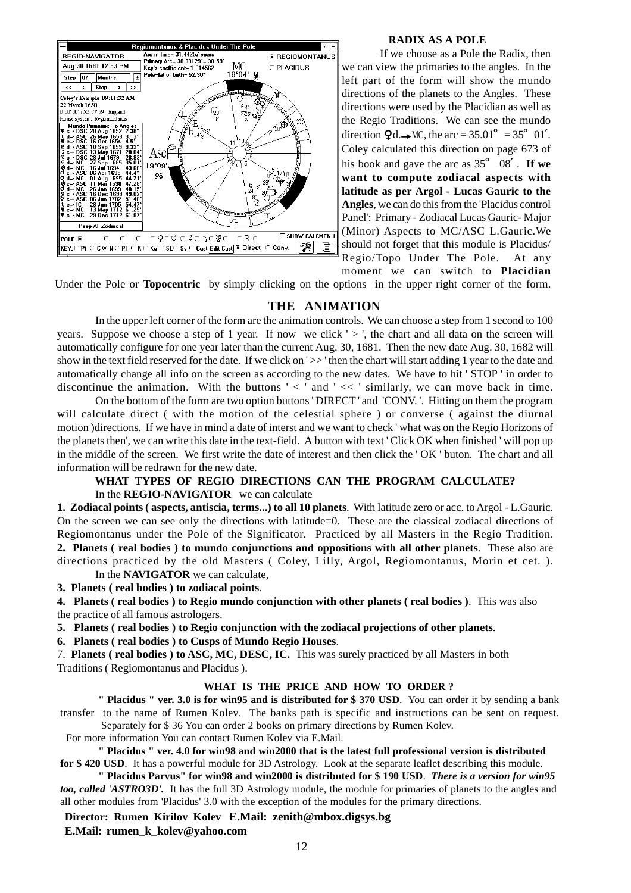**RADIX AS A POLE**

If we choose as a Pole the Radix, then we can view the primaries to the angles. In the left part of the form will show the mundo directions of the planets to the Angles. These directions were used by the Placidian as well as the Regio Traditions. We can see the mundo direction ♀d.→MC, the arc = 35.01° = 35° 01′. Coley calculated this direction on page 673 of his book and gave the arc as 35° 08′. **If we want to compute zodiacal aspects with latitude as per Argol - Lucas Gauric to the Angles**, we can do this from the 'Placidus control Panel': Primary - Zodiacal Lucas Gauric- Major (Minor) Aspects to MC/ASC L.Gauric.We should not forget that this module is Placidus/ Regio/Topo Under The Pole. At any moment we can switch to **Placidian** Under the Pole or **Topocentric** by simply clicking on the options in the upper right corner of the form.

## THE ANIMATION

In the upper left corner of the form are the animation controls. We can choose a step from 1 second to 100 years. Suppose we choose a step of 1 year. If now we click ' > ', the chart and all data on the screen will automatically configure for one year later than the current Aug. 30, 1681. Then the new date Aug. 30, 1682 will show in the text field reserved for the date. If we click on ' >> ' then the chart will start adding 1 year to the date and automatically change all info on the screen as according to the new dates. We have to hit ' STOP ' in order to discontinue the animation. With the buttons ' < ' and ' << ' similarly, we can move back in time.

On the bottom of the form are two option buttons ' DIRECT ' and 'CONV. '. Hitting on them the program will calculate direct ( with the motion of the celestial sphere ) or converse ( against the diurnal motion )directions. If we have in mind a date of interst and we want to check ' what was on the Regio Horizons of the planets then', we can write this date in the text-field. A button with text ' Click OK when finished ' will pop up in the middle of the screen. We first write the date of interest and then click the ' OK ' buton. The chart and all information will be redrawn for the new date.

**WHAT TYPES OF REGIO DIRECTIONS CAN THE PROGRAM CALCULATE?**

In the **REGIO-NAVIGATOR** we can calculate

**1. Zodiacal points ( aspects, antiscia, terms...) to all 10 planets**. With latitude zero or acc. to Argol - L.Gauric. On the screen we can see only the directions with latitude=0. These are the classical zodiacal directions of Regiomontanus under the Pole of the Significator. Practiced by all Masters in the Regio Tradition.
**2. Planets ( real bodies ) to mundo conjunctions and oppositions with all other planets**. These also are directions practiced by the old Masters ( Coley, Lilly, Argol, Regiomontanus, Morin et cet. ).

In the **NAVIGATOR** we can calculate,

**3. Planets ( real bodies ) to zodiacal points**.
**4. Planets ( real bodies ) to Regio mundo conjunction with other planets ( real bodies )**. This was also the practice of all famous astrologers.
**5. Planets ( real bodies ) to Regio conjunction with the zodiacal projections of other planets**.
**6. Planets ( real bodies ) to Cusps of Mundo Regio Houses**.
7. **Planets ( real bodies ) to ASC, MC, DESC, IC.** This was surely practiced by all Masters in both Traditions ( Regiomontanus and Placidus ).

**WHAT IS THE PRICE AND HOW TO ORDER ?**

**" Placidus " ver. 3.0 is for win95 and is distributed for $ 370 USD**. You can order it by sending a bank transfer to the name of Rumen Kolev. The banks path is specific and instructions can be sent on request. Separately for $ 36 You can order 2 books on primary directions by Rumen Kolev.
For more information You can contact Rumen Kolev via E.Mail.

**" Placidus " ver. 4.0 for win98 and win2000 that is the latest full professional version is distributed for $ 420 USD**. It has a powerful module for 3D Astrology. Look at the separate leaflet describing this module.

**" Placidus Parvus" for win98 and win2000 is distributed for $ 190 USD**. ***There is a version for win95 too, called 'ASTRO3D'.*** It has the full 3D Astrology module, the module for primaries of planets to the angles and all other modules from 'Placidus' 3.0 with the exception of the modules for the primary directions.

**Director: Rumen Kirilov Kolev E.Mail: zenith@mbox.digsys.bg**
**E.Mail: rumen_k_kolev@yahoo.com**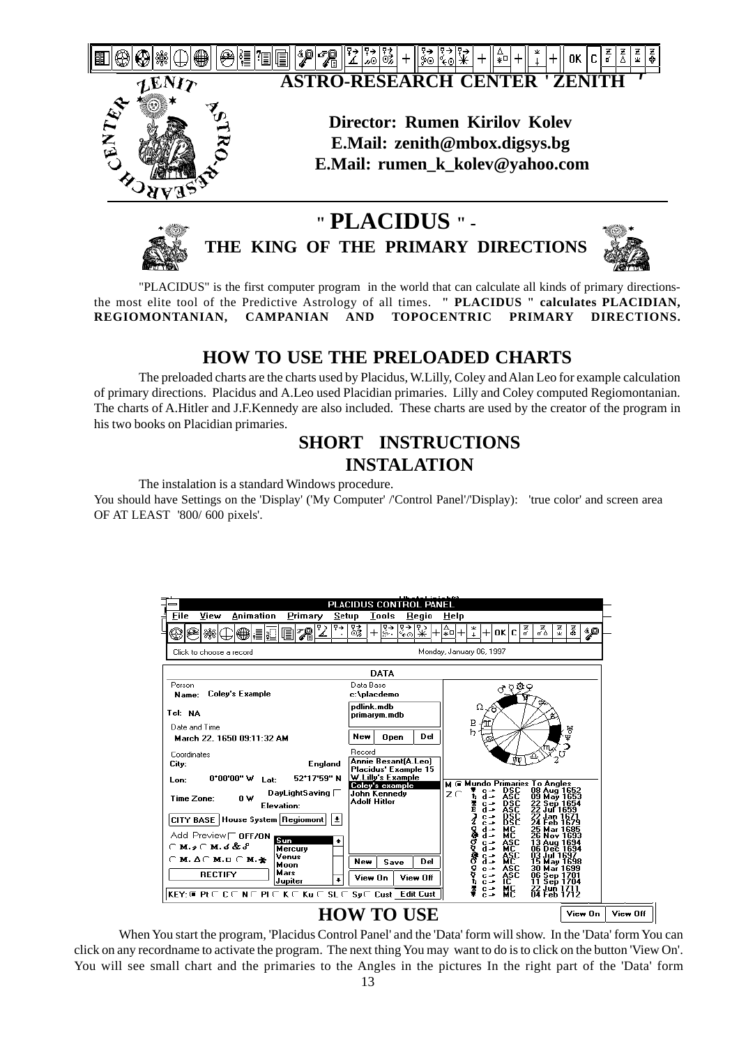# ASTRO-RESEARCH CENTER ' ZENITH '

**Director: Rumen Kirilov Kolev**
**E.Mail: zenith@mbox.digsys.bg**
**E.Mail: rumen_k_kolev@yahoo.com**

# " PLACIDUS " - THE KING OF THE PRIMARY DIRECTIONS

"PLACIDUS" is the first computer program in the world that can calculate all kinds of primary directions- the most elite tool of the Predictive Astrology of all times. **" PLACIDUS " calculates PLACIDIAN, REGIOMONTANIAN, CAMPANIAN AND TOPOCENTRIC PRIMARY DIRECTIONS.**

## HOW TO USE THE PRELOADED CHARTS

The preloaded charts are the charts used by Placidus, W.Lilly, Coley and Alan Leo for example calculation of primary directions. Placidus and A.Leo used Placidian primaries. Lilly and Coley computed Regiomontanian. The charts of A.Hitler and J.F.Kennedy are also included. These charts are used by the creator of the program in his two books on Placidian primaries.

## SHORT INSTRUCTIONS INSTALATION

The instalation is a standard Windows procedure.

You should have Settings on the 'Display' ('My Computer' /'Control Panel'/'Display): 'true color' and screen area OF AT LEAST '800/ 600 pixels'.

## HOW TO USE

When You start the program, 'Placidus Control Panel' and the 'Data' form will show. In the 'Data' form You can click on any recordname to activate the program. The next thing You may want to do is to click on the button 'View On'. You will see small chart and the primaries to the Angles in the pictures In the right part of the 'Data' form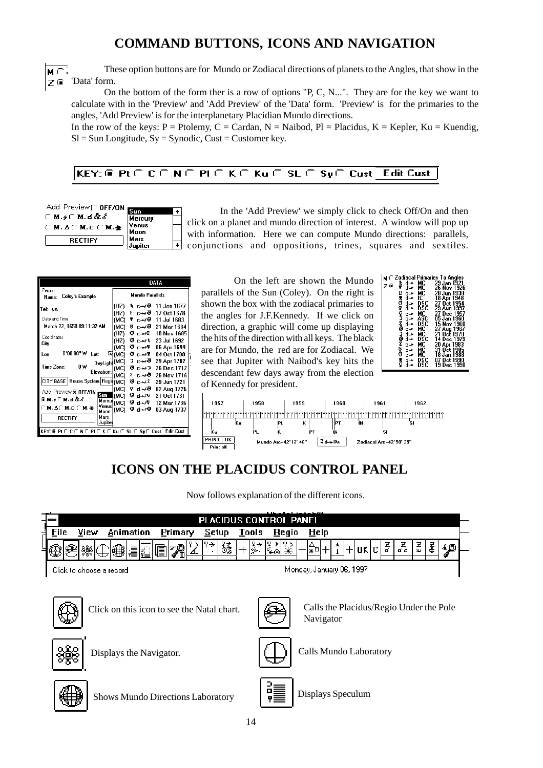# COMMAND BUTTONS, ICONS AND NAVIGATION

These option buttons are for Mundo or Zodiacal directions of planets to the Angles, that show in the 'Data' form.

On the bottom of the form ther is a row of options "P, C, N...". They are for the key we want to calculate with in the 'Preview' and 'Add Preview' of the 'Data' form. 'Preview' is for the primaries to the angles, 'Add Preview' is for the interplanetary Placidian Mundo directions.

In the row of the keys: P = Ptolemy, C = Cardan, N = Naibod, Pl = Placidus, K = Kepler, Ku = Kuendig, Sl = Sun Longitude, Sy = Synodic, Cust = Customer key.

KEY: Pt C N Pl K Ku SL Sy Cust Edit Cust

In the 'Add Preview' we simply click to check Off/On and then click on a planet and mundo direction of interest. A window will pop up with information. Here we can compute Mundo directions: parallels, conjunctions and oppositions, trines, squares and sextiles.

On the left are shown the Mundo parallels of the Sun (Coley). On the right is shown the box with the zodiacal primaries to the angles for J.F.Kennedy. If we click on direction, a graphic will come up displaying the hits of the direction with all keys. The black are for Mundo, the red are for Zodiacal. We see that Jupiter with Naibod's key hits the descendant few days away from the election of Kennedy for president.

# ICONS ON THE PLACIDUS CONTROL PANEL

Now follows explanation of the different icons.

Click on this icon to see the Natal chart.

Calls the Placidus/Regio Under the Pole Navigator

Displays the Navigator.

Calls Mundo Laboratory

Shows Mundo Directions Laboratory

Displays Speculum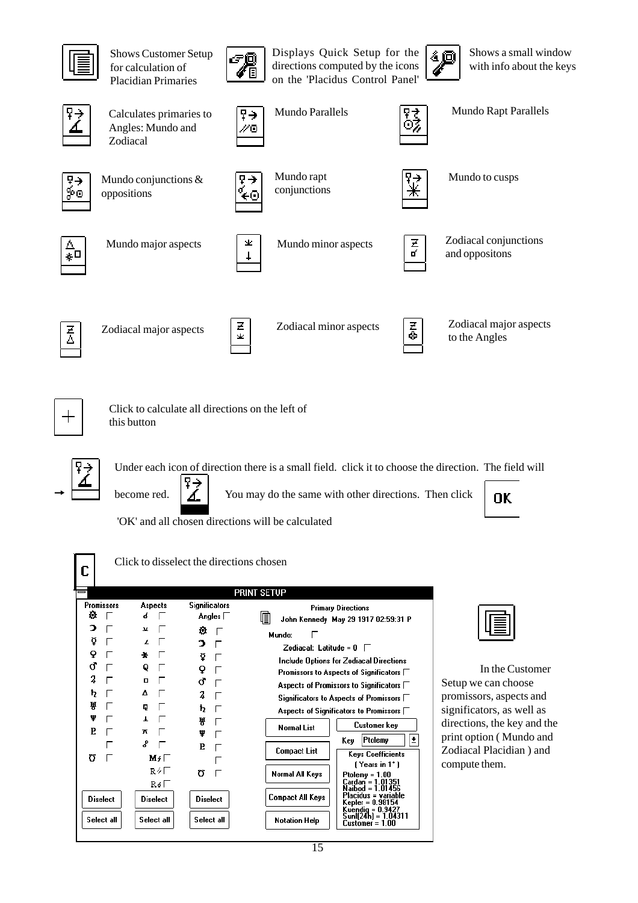Shows Customer Setup for calculation of Placidian Primaries

Displays Quick Setup for the directions computed by the icons on the 'Placidus Control Panel'

Shows a small window with info about the keys

Calculates primaries to Angles: Mundo and Zodiacal

Mundo Parallels

Mundo Rapt Parallels

Mundo conjunctions & oppositions

Mundo rapt conjunctions

Mundo to cusps

Mundo major aspects

Mundo minor aspects

Zodiacal conjunctions and oppositons

Zodiacal major aspects

Zodiacal minor aspects

Zodiacal major aspects to the Angles

Click to calculate all directions on the left of this button

Under each icon of direction there is a small field. click it to choose the direction. The field will become red. You may do the same with other directions. Then click OK

'OK' and all chosen directions will be calculated

Click to disselect the directions chosen

PRINT SETUP

| Promissors | Aspects | Significators |
|---|---|---|
| ☉ | ☌ | Angles |
| ☽ | ⚺ | ☉ |
| ☿ | ∠ | ☽ |
| ♀ | ✱ | ☿ |
| ♂ | Q | ♀ |
| ♃ | □ | ♂ |
| ♄ | △ | ♃ |
| ♅ | ⚼ | ♄ |
| ♆ | ⚻ | ♅ |
| ♇ | ⚻ | ♆ |
| | ☍ | ♇ |
| ☋ | M∥ | |
| | R∥ | ☋ |
| | R☌ | |
| Diselect | Diselect | Diselect |
| Select all | Select all | Select all |

Primary Directions

John Kennedy May 29 1917 02:59:31 P

Mundo:

Zodiacal: Latitude = 0

Include Options for Zodiacal Directions

Promissors to Aspects of Significators

Aspects of Promissors to Significators

Significators to Aspects of Promissors

Aspects of Significators to Promissors

Normal List | Customer key

Key: Ptolemy

Compact List

Normal All Keys

Compact All Keys

Notation Help

Keys Coefficients
( Years in 1° )
Ptolemy = 1.00
Cardan = 1.01351
Naibod = 1.01456
Placidus = variable
Kepler = 0.98154
Kuendig = 0.9427
SunI(24h) = 1.04311
Customer = 1.00

In the Customer Setup we can choose promissors, aspects and significators, as well as directions, the key and the print option ( Mundo and Zodiacal Placidian ) and compute them.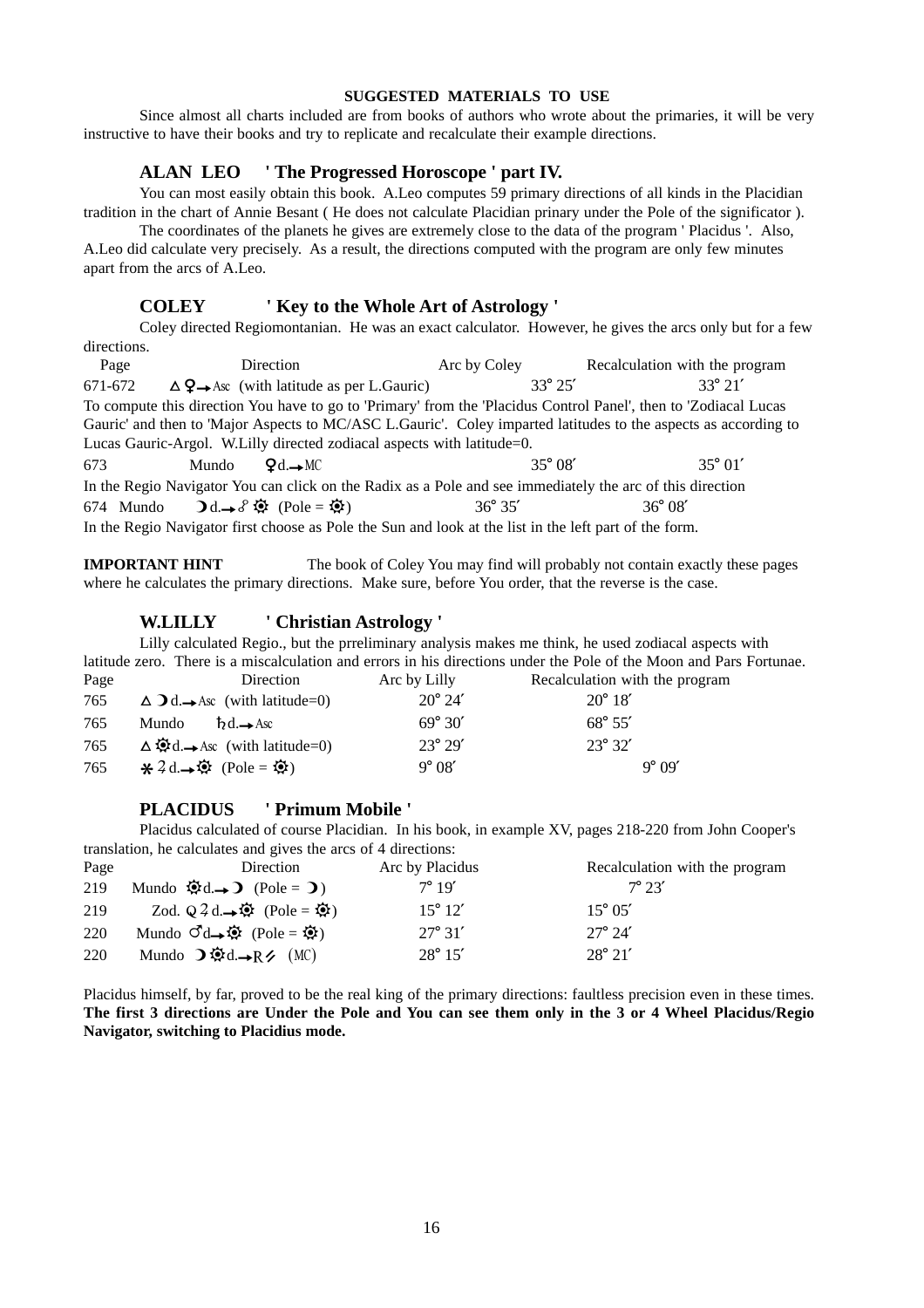### SUGGESTED MATERIALS TO USE

Since almost all charts included are from books of authors who wrote about the primaries, it will be very instructive to have their books and try to replicate and recalculate their example directions.

### ALAN LEO ' The Progressed Horoscope ' part IV.

You can most easily obtain this book. A.Leo computes 59 primary directions of all kinds in the Placidian tradition in the chart of Annie Besant ( He does not calculate Placidian prinary under the Pole of the significator ).

The coordinates of the planets he gives are extremely close to the data of the program ' Placidus '. Also, A.Leo did calculate very precisely. As a result, the directions computed with the program are only few minutes apart from the arcs of A.Leo.

### COLEY ' Key to the Whole Art of Astrology '

Coley directed Regiomontanian. He was an exact calculator. However, he gives the arcs only but for a few directions.

| Page | Direction | Arc by Coley | Recalculation with the program |
|---|---|---|---|
| 671-672 | △ ♀→Asc (with latitude as per L.Gauric) | 33° 25′ | 33° 21′ |

To compute this direction You have to go to 'Primary' from the 'Placidus Control Panel', then to 'Zodiacal Lucas Gauric' and then to 'Major Aspects to MC/ASC L.Gauric'. Coley imparted latitudes to the aspects as according to Lucas Gauric-Argol. W.Lilly directed zodiacal aspects with latitude=0.

| Page | Direction | Arc by Coley | Recalculation with the program |
|---|---|---|---|
| 673 | Mundo ♀d.→MC | 35° 08′ | 35° 01′ |

In the Regio Navigator You can click on the Radix as a Pole and see immediately the arc of this direction

| Page | Direction | Arc by Coley | Recalculation with the program |
|---|---|---|---|
| 674 | Mundo ☽d.→☍ ☉ (Pole = ☉) | 36° 35′ | 36° 08′ |

In the Regio Navigator first choose as Pole the Sun and look at the list in the left part of the form.

**IMPORTANT HINT** The book of Coley You may find will probably not contain exactly these pages where he calculates the primary directions. Make sure, before You order, that the reverse is the case.

### W.LILLY ' Christian Astrology '

Lilly calculated Regio., but the prreliminary analysis makes me think, he used zodiacal aspects with latitude zero. There is a miscalculation and errors in his directions under the Pole of the Moon and Pars Fortunae.

| Page | Direction | Arc by Lilly | Recalculation with the program |
|---|---|---|---|
| 765 | △ ☽d.→Asc (with latitude=0) | 20° 24′ | 20° 18′ |
| 765 | Mundo ♄d.→Asc | 69° 30′ | 68° 55′ |
| 765 | △ ☉d.→Asc (with latitude=0) | 23° 29′ | 23° 32′ |
| 765 | ✶ ♃ d.→☉ (Pole = ☉) | 9° 08′ | 9° 09′ |

### PLACIDUS ' Primum Mobile '

Placidus calculated of course Placidian. In his book, in example XV, pages 218-220 from John Cooper's translation, he calculates and gives the arcs of 4 directions:

| Page | Direction | Arc by Placidus | Recalculation with the program |
|---|---|---|---|
| 219 | Mundo ☉d.→☽ (Pole = ☽) | 7° 19′ | 7° 23′ |
| 219 | Zod. Q ♃ d.→☉ (Pole = ☉) | 15° 12′ | 15° 05′ |
| 220 | Mundo ♂d→☉ (Pole = ☉) | 27° 31′ | 27° 24′ |
| 220 | Mundo ☽☉d.→R ⚻ (MC) | 28° 15′ | 28° 21′ |

Placidus himself, by far, proved to be the real king of the primary directions: faultless precision even in these times. **The first 3 directions are Under the Pole and You can see them only in the 3 or 4 Wheel Placidus/Regio Navigator, switching to Placidius mode.**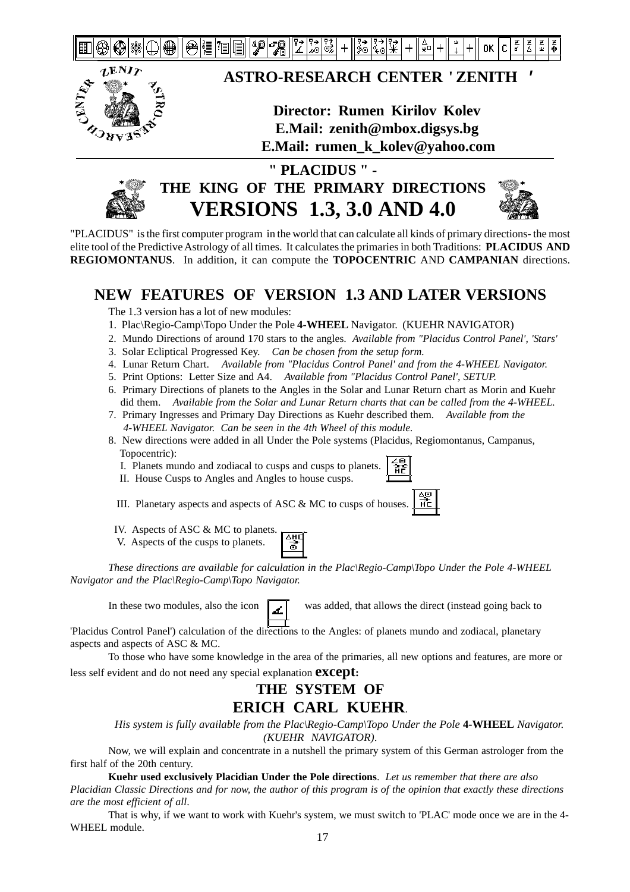# ASTRO-RESEARCH CENTER ' ZENITH '

**Director: Rumen Kirilov Kolev**
**E.Mail: zenith@mbox.digsys.bg**
**E.Mail: rumen_k_kolev@yahoo.com**

## " PLACIDUS " - THE KING OF THE PRIMARY DIRECTIONS VERSIONS 1.3, 3.0 AND 4.0

"PLACIDUS" is the first computer program in the world that can calculate all kinds of primary directions- the most elite tool of the Predictive Astrology of all times. It calculates the primaries in both Traditions: **PLACIDUS AND REGIOMONTANUS**. In addition, it can compute the **TOPOCENTRIC** AND **CAMPANIAN** directions.

## NEW FEATURES OF VERSION 1.3 AND LATER VERSIONS

The 1.3 version has a lot of new modules:

1. Plac\Regio-Camp\Topo Under the Pole **4-WHEEL** Navigator. (KUEHR NAVIGATOR)
2. Mundo Directions of around 170 stars to the angles. *Available from "Placidus Control Panel', 'Stars'*
3. Solar Ecliptical Progressed Key. *Can be chosen from the setup form.*
4. Lunar Return Chart. *Available from "Placidus Control Panel' and from the 4-WHEEL Navigator.*
5. Print Options: Letter Size and A4. *Available from "Placidus Control Panel', SETUP.*
6. Primary Directions of planets to the Angles in the Solar and Lunar Return chart as Morin and Kuehr did them. *Available from the Solar and Lunar Return charts that can be called from the 4-WHEEL.*
7. Primary Ingresses and Primary Day Directions as Kuehr described them. *Available from the 4-WHEEL Navigator. Can be seen in the 4th Wheel of this module.*
8. New directions were added in all Under the Pole systems (Placidus, Regiomontanus, Campanus, Topocentric):
   I. Planets mundo and zodiacal to cusps and cusps to planets.
   II. House Cusps to Angles and Angles to house cusps.
   III. Planetary aspects and aspects of ASC & MC to cusps of houses.
   IV. Aspects of ASC & MC to planets.
   V. Aspects of the cusps to planets.

*These directions are available for calculation in the Plac\Regio-Camp\Topo Under the Pole 4-WHEEL Navigator and the Plac\Regio-Camp\Topo Navigator.*

In these two modules, also the icon was added, that allows the direct (instead going back to 'Placidus Control Panel') calculation of the directions to the Angles: of planets mundo and zodiacal, planetary aspects and aspects of ASC & MC.

To those who have some knowledge in the area of the primaries, all new options and features, are more or less self evident and do not need any special explanation **except:**

## THE SYSTEM OF ERICH CARL KUEHR.

*His system is fully available from the Plac\Regio-Camp\Topo Under the Pole* **4-WHEEL** *Navigator. (KUEHR NAVIGATOR).*

Now, we will explain and concentrate in a nutshell the primary system of this German astrologer from the first half of the 20th century.

**Kuehr used exclusively Placidian Under the Pole directions**. *Let us remember that there are also Placidian Classic Directions and for now, the author of this program is of the opinion that exactly these directions are the most efficient of all*.

That is why, if we want to work with Kuehr's system, we must switch to 'PLAC' mode once we are in the 4-WHEEL module.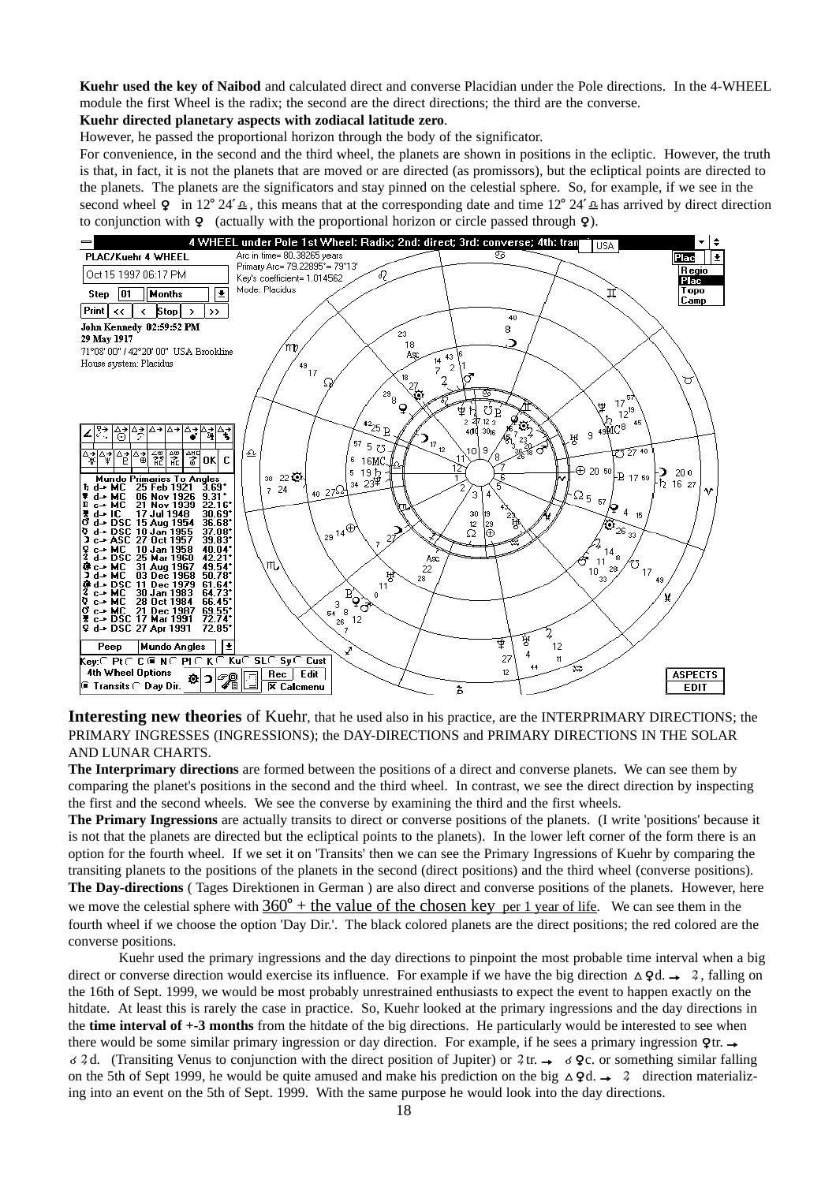**Kuehr used the key of Naibod** and calculated direct and converse Placidian under the Pole directions. In the 4-WHEEL module the first Wheel is the radix; the second are the direct directions; the third are the converse.

**Kuehr directed planetary aspects with zodiacal latitude zero**.

However, he passed the proportional horizon through the body of the significator.

For convenience, in the second and the third wheel, the planets are shown in positions in the ecliptic. However, the truth is that, in fact, it is not the planets that are moved or are directed (as promissors), but the ecliptical points are directed to the planets. The planets are the significators and stay pinned on the celestial sphere. So, for example, if we see in the second wheel ♀ in 12° 24′ ♎, this means that at the corresponding date and time 12° 24′ ♎ has arrived by direct direction to conjunction with ♀ (actually with the proportional horizon or circle passed through ♀).

**Interesting new theories** of Kuehr, that he used also in his practice, are the INTERPRIMARY DIRECTIONS; the PRIMARY INGRESSES (INGRESSIONS); the DAY-DIRECTIONS and PRIMARY DIRECTIONS IN THE SOLAR AND LUNAR CHARTS.

**The Interprimary directions** are formed between the positions of a direct and converse planets. We can see them by comparing the planet's positions in the second and the third wheel. In contrast, we see the direct direction by inspecting the first and the second wheels. We see the converse by examining the third and the first wheels.

**The Primary Ingressions** are actually transits to direct or converse positions of the planets. (I write 'positions' because it is not that the planets are directed but the ecliptical points to the planets). In the lower left corner of the form there is an option for the fourth wheel. If we set it on 'Transits' then we can see the Primary Ingressions of Kuehr by comparing the transiting planets to the positions of the planets in the second (direct positions) and the third wheel (converse positions).

**The Day-directions** ( Tages Direktionen in German ) are also direct and converse positions of the planets. However, here we move the celestial sphere with <u>360° + the value of the chosen key per 1 year of life</u>. We can see them in the fourth wheel if we choose the option 'Day Dir.'. The black colored planets are the direct positions; the red colored are the converse positions.

Kuehr used the primary ingressions and the day directions to pinpoint the most probable time interval when a big direct or converse direction would exercise its influence. For example if we have the big direction △♀d. → ♃, falling on the 16th of Sept. 1999, we would be most probably unrestrained enthusiasts to expect the event to happen exactly on the hitdate. At least this is rarely the case in practice. So, Kuehr looked at the primary ingressions and the day directions in the **time interval of +-3 months** from the hitdate of the big directions. He particularly would be interested to see when there would be some similar primary ingression or day direction. For example, if he sees a primary ingression ♀tr. → ☌♃d. (Transiting Venus to conjunction with the direct position of Jupiter) or ♃tr. → ☌♀c. or something similar falling on the 5th of Sept 1999, he would be quite amused and make his prediction on the big △♀d. → ♃ direction materializing into an event on the 5th of Sept. 1999. With the same purpose he would look into the day directions.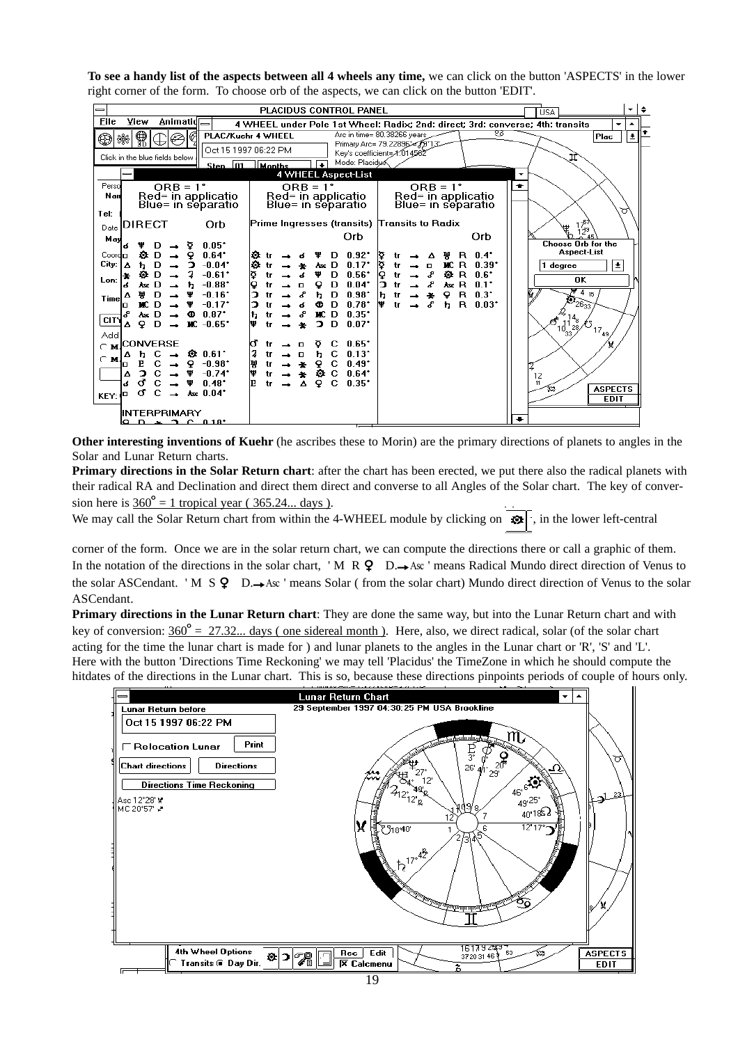**To see a handy list of the aspects between all 4 wheels any time,** we can click on the button 'ASPECTS' in the lower right corner of the form. To choose orb of the aspects, we can click on the button 'EDIT'.

**Other interesting inventions of Kuehr** (he ascribes these to Morin) are the primary directions of planets to angles in the Solar and Lunar Return charts.

**Primary directions in the Solar Return chart**: after the chart has been erected, we put there also the radical planets with their radical RA and Declination and direct them direct and converse to all Angles of the Solar chart. The key of conversion here is $360^\circ$ = 1 tropical year ( 365.24... days ).

We may call the Solar Return chart from within the 4-WHEEL module by clicking on ☼, in the lower left-central corner of the form. Once we are in the solar return chart, we can compute the directions there or call a graphic of them.

In the notation of the directions in the solar chart, ' M R ♀ D.→Asc ' means Radical Mundo direct direction of Venus to the solar ASCendant. ' M S ♀ D.→Asc ' means Solar ( from the solar chart) Mundo direct direction of Venus to the solar ASCendant.

**Primary directions in the Lunar Return chart**: They are done the same way, but into the Lunar Return chart and with key of conversion: $360^\circ$ = 27.32... days ( one sidereal month ). Here, also, we direct radical, solar (of the solar chart acting for the time the lunar chart is made for ) and lunar planets to the angles in the Lunar chart or 'R', 'S' and 'L'.

Here with the button 'Directions Time Reckoning' we may tell 'Placidus' the TimeZone in which he should compute the hitdates of the directions in the Lunar chart. This is so, because these directions pinpoints periods of couple of hours only.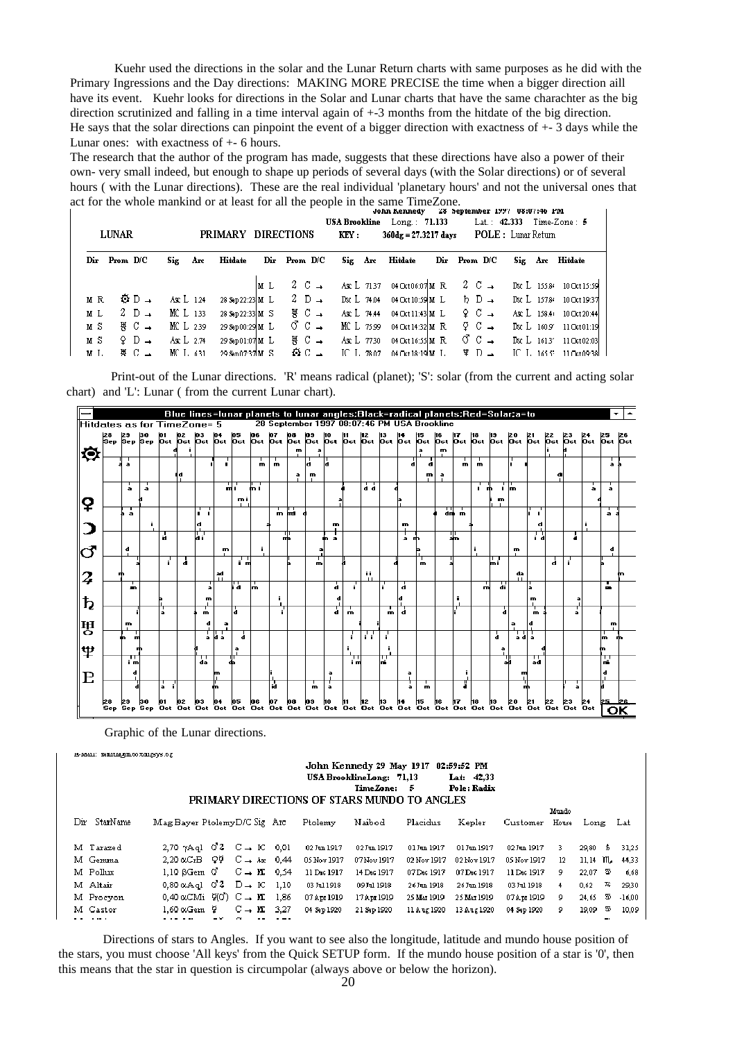Kuehr used the directions in the solar and the Lunar Return charts with same purposes as he did with the Primary Ingressions and the Day directions: MAKING MORE PRECISE the time when a bigger direction aill have its event. Kuehr looks for directions in the Solar and Lunar charts that have the same charachter as the big direction scrutinized and falling in a time interval again of +-3 months from the hitdate of the big direction. He says that the solar directions can pinpoint the event of a bigger direction with exactness of +- 3 days while the Lunar ones: with exactness of +- 6 hours.

The research that the author of the program has made, suggests that these directions have also a power of their own- very small indeed, but enough to shape up periods of several days (with the Solar directions) or of several hours ( with the Lunar directions). These are the real individual 'planetary hours' and not the universal ones that act for the whole mankind or at least for all the people in the same TimeZone.

John Kennedy 28 September 1997 08:07:46 PM

USA Brookline Long.: 71.133 Lat.: 42.333 Time-Zone: 5

LUNAR PRIMARY DIRECTIONS KEY: 360dg = 27.3217 days POLE: Lunar Return

| Dir | Prom D/C | Sig | Arc | Hitdate | Dir | Prom D/C | Sig | Arc | Hitdate | Dir | Prom D/C | Sig | Arc | Hitdate |
|---|---|---|---|---|---|---|---|---|---|---|---|---|---|---|
| | | | | | M L | 2 C → | Asc L | 71.37 | 04 Oct 06:07 | M R | 2 C → | Dsc L | 155.84 | 10 Oct 15:59 |
| M R | ☋ D → | Asc L | 1.24 | 28 Sep 22:23 | M L | 2 D → | Dsc L | 74.04 | 04 Oct 10:59 | M L | ♄ D → | Dsc L | 157.84 | 10 Oct 19:37 |
| M L | 2 D → | MC L | 1.33 | 28 Sep 22:33 | M S | ♅ C → | Asc L | 74.44 | 04 Oct 11:43 | M L | ♀ C → | Asc L | 158.41 | 10 Oct 20:44 |
| M S | ♅ C → | MC L | 2.39 | 29 Sep 00:29 | M L | ♂ C → | MC L | 75.99 | 04 Oct 14:32 | M R | ♀ C → | Dsc L | 160.97 | 11 Oct 01:19 |
| M S | ♀ D → | Asc L | 2.74 | 29 Sep 01:07 | M L | ♅ C → | Asc L | 77.30 | 04 Oct 16:55 | M R | ♂ C → | Dsc L | 161.37 | 11 Oct 02:03 |
| M L | ♅ C → | MC L | 6.31 | 29 Sep 07:37 | M S | ☋ C → | IC L | 78.07 | 04 Oct 18:19 | M L | ♆ D → | IC L | 165.57 | 11 Oct 09:38 |

Print-out of the Lunar directions. 'R' means radical (planet); 'S': solar (from the current and acting solar chart) and 'L': Lunar ( from the current Lunar chart).

Blue lines=lunar planets to lunar angles;Black=radical planets;Red=Solar;a=to

Hitdates as for TimeZone= 5

28 September 1997 08:07:46 PM USA Brookline

28 Sep 29 Sep 30 Sep 01 Oct 02 Oct 03 Oct 04 Oct 05 Oct 06 Oct 07 Oct 08 Oct 09 Oct 10 Oct 11 Oct 12 Oct 13 Oct 14 Oct 15 Oct 16 Oct 17 Oct 18 Oct 19 Oct 20 Oct 21 Oct 22 Oct 23 Oct 24 Oct 25 Oct 26 Oct

OK

Graphic of the Lunar directions.

John Kennedy 29 May 1917 02:59:52 PM

USA BrooklineLong: 71,13 Lat: 42,33

TimeZone: 5 Pole: Radix

PRIMARY DIRECTIONS OF STARS MUNDO TO ANGLES

| Dir | StarName | Mag | Bayer | Ptolemy | D/C | Sig | Arc | Ptolemy | Naibod | Placidus | Kepler | Customer | Mundo House | Long | | Lat |
|---|---|---|---|---|---|---|---|---|---|---|---|---|---|---|---|---|
| M | Tarazed | 2,70 | γAql | ♂♃ | C → | IC | 0,01 | 02 Jun 1917 | 02 Jun 1917 | 01 Jun 1917 | 01 Jun 1917 | 02 Jun 1917 | 3 | 29,80 | ♑ | 31,25 |
| M | Gemma | 2,20 | αCrB | ♀☿ | C → | Asc | 0,44 | 05 Nov 1917 | 07 Nov 1917 | 02 Nov 1917 | 02 Nov 1917 | 05 Nov 1917 | 12 | 11,14 | ♏ | 44,33 |
| M | Pollux | 1,10 | βGem | ♂ | C → | MC | 0,54 | 11 Dec 1917 | 14 Dec 1917 | 07 Dec 1917 | 07 Dec 1917 | 11 Dec 1917 | 9 | 22,07 | ♋ | 6,68 |
| M | Altair | 0,80 | αAql | ♂♃ | D → | IC | 1,10 | 03 Jul 1918 | 09 Jul 1918 | 26 Jun 1918 | 26 Jun 1918 | 03 Jul 1918 | 4 | 0,62 | ♒ | 29,30 |
| M | Procyon | 0,40 | αCMi | ☿(♂) | C → | MC | 1,86 | 07 Apr 1919 | 17 Apr 1919 | 25 Mar 1919 | 25 Mar 1919 | 07 Apr 1919 | 9 | 24,65 | ♋ | -16,00 |
| M | Castor | 1,60 | αGem | ☿ | C → | MC | 3,27 | 04 Sep 1920 | 21 Sep 1920 | 11 Aug 1920 | 13 Aug 1920 | 04 Sep 1920 | 9 | 19,09 | ♋ | 10,09 |

Directions of stars to Angles. If you want to see also the longitude, latitude and mundo house position of the stars, you must choose 'All keys' from the Quick SETUP form. If the mundo house position of a star is '0', then this means that the star in question is circumpolar (always above or below the horizon).